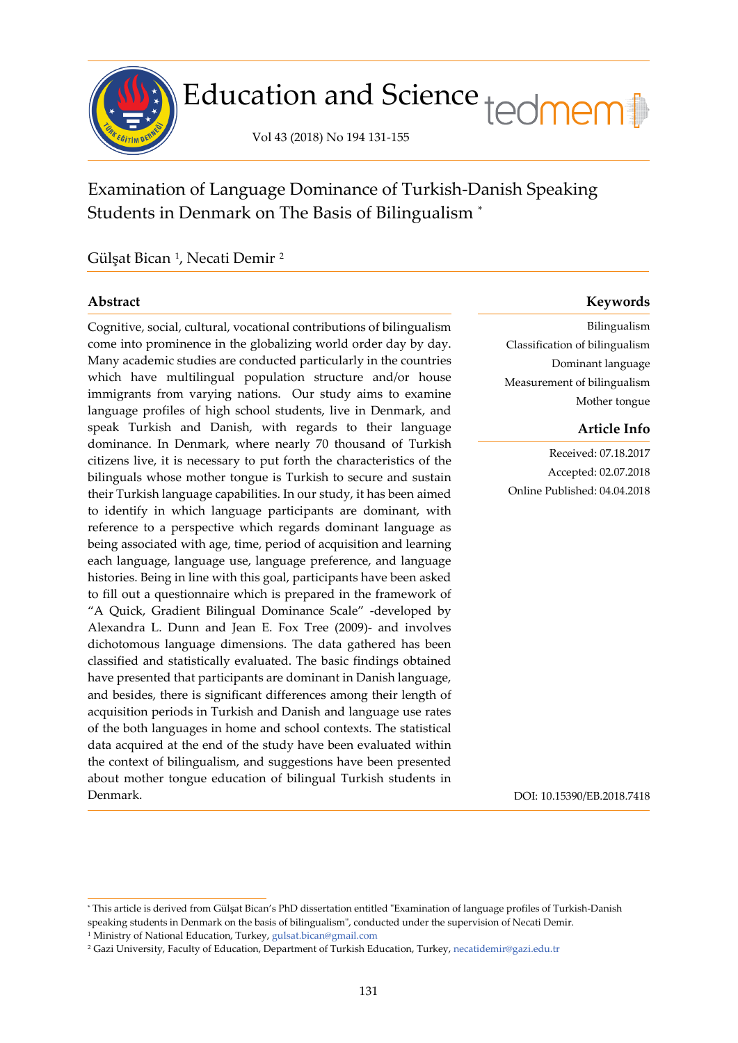# Examination of Language Dominance of Turkish-Danish Speaking Students in Denmark on The Basis of Bilingualism *

Gülşat Bican [1], Necati Demir [2]

## Abstract

Cognitive, social, cultural, vocational contributions of bilingualism come into prominence in the globalizing world order day by day. Many academic studies are conducted particularly in the countries which have multilingual population structure and/or house immigrants from varying nations. Our study aims to examine language profiles of high school students, live in Denmark, and speak Turkish and Danish, with regards to their language dominance. In Denmark, where nearly 70 thousand of Turkish citizens live, it is necessary to put forth the characteristics of the bilinguals whose mother tongue is Turkish to secure and sustain their Turkish language capabilities. In our study, it has been aimed to identify in which language participants are dominant, with reference to a perspective which regards dominant language as being associated with age, time, period of acquisition and learning each language, language use, language preference, and language histories. Being in line with this goal, participants have been asked to fill out a questionnaire which is prepared in the framework of "A Quick, Gradient Bilingual Dominance Scale" -developed by Alexandra L. Dunn and Jean E. Fox Tree (2009)- and involves dichotomous language dimensions. The data gathered has been classified and statistically evaluated. The basic findings obtained have presented that participants are dominant in Danish language, and besides, there is significant differences among their length of acquisition periods in Turkish and Danish and language use rates of the both languages in home and school contexts. The statistical data acquired at the end of the study have been evaluated within the context of bilingualism, and suggestions have been presented about mother tongue education of bilingual Turkish students in Denmark.

## Keywords

Bilingualism
Classification of bilingualism
Dominant language
Measurement of bilingualism
Mother tongue

## Article Info

Received: 07.18.2017
Accepted: 02.07.2018
Online Published: 04.04.2018

DOI: 10.15390/EB.2018.7418

---

* This article is derived from Gülşat Bican's PhD dissertation entitled "Examination of language profiles of Turkish-Danish speaking students in Denmark on the basis of bilingualism", conducted under the supervision of Necati Demir.

[1] Ministry of National Education, Turkey, gulsat.bican@gmail.com

[2] Gazi University, Faculty of Education, Department of Turkish Education, Turkey, necatidemir@gazi.edu.tr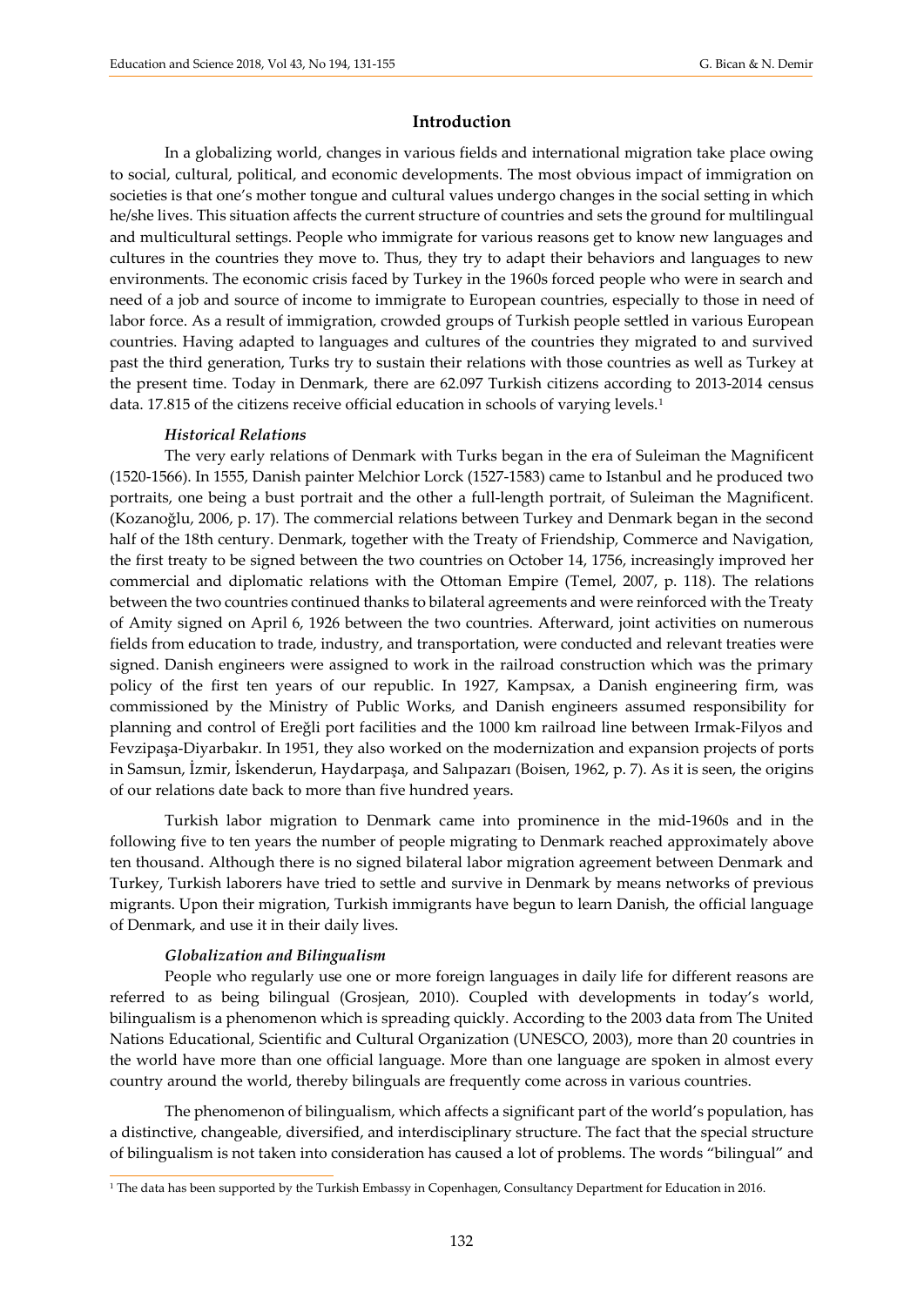## Introduction

In a globalizing world, changes in various fields and international migration take place owing to social, cultural, political, and economic developments. The most obvious impact of immigration on societies is that one's mother tongue and cultural values undergo changes in the social setting in which he/she lives. This situation affects the current structure of countries and sets the ground for multilingual and multicultural settings. People who immigrate for various reasons get to know new languages and cultures in the countries they move to. Thus, they try to adapt their behaviors and languages to new environments. The economic crisis faced by Turkey in the 1960s forced people who were in search and need of a job and source of income to immigrate to European countries, especially to those in need of labor force. As a result of immigration, crowded groups of Turkish people settled in various European countries. Having adapted to languages and cultures of the countries they migrated to and survived past the third generation, Turks try to sustain their relations with those countries as well as Turkey at the present time. Today in Denmark, there are 62.097 Turkish citizens according to 2013-2014 census data. 17.815 of the citizens receive official education in schools of varying levels.[1]

### *Historical Relations*

The very early relations of Denmark with Turks began in the era of Suleiman the Magnificent (1520-1566). In 1555, Danish painter Melchior Lorck (1527-1583) came to Istanbul and he produced two portraits, one being a bust portrait and the other a full-length portrait, of Suleiman the Magnificent. (Kozanoğlu, 2006, p. 17). The commercial relations between Turkey and Denmark began in the second half of the 18th century. Denmark, together with the Treaty of Friendship, Commerce and Navigation, the first treaty to be signed between the two countries on October 14, 1756, increasingly improved her commercial and diplomatic relations with the Ottoman Empire (Temel, 2007, p. 118). The relations between the two countries continued thanks to bilateral agreements and were reinforced with the Treaty of Amity signed on April 6, 1926 between the two countries. Afterward, joint activities on numerous fields from education to trade, industry, and transportation, were conducted and relevant treaties were signed. Danish engineers were assigned to work in the railroad construction which was the primary policy of the first ten years of our republic. In 1927, Kampsax, a Danish engineering firm, was commissioned by the Ministry of Public Works, and Danish engineers assumed responsibility for planning and control of Ereğli port facilities and the 1000 km railroad line between Irmak-Filyos and Fevzipaşa-Diyarbakır. In 1951, they also worked on the modernization and expansion projects of ports in Samsun, İzmir, İskenderun, Haydarpaşa, and Salıpazarı (Boisen, 1962, p. 7). As it is seen, the origins of our relations date back to more than five hundred years.

Turkish labor migration to Denmark came into prominence in the mid-1960s and in the following five to ten years the number of people migrating to Denmark reached approximately above ten thousand. Although there is no signed bilateral labor migration agreement between Denmark and Turkey, Turkish laborers have tried to settle and survive in Denmark by means networks of previous migrants. Upon their migration, Turkish immigrants have begun to learn Danish, the official language of Denmark, and use it in their daily lives.

### *Globalization and Bilingualism*

People who regularly use one or more foreign languages in daily life for different reasons are referred to as being bilingual (Grosjean, 2010). Coupled with developments in today's world, bilingualism is a phenomenon which is spreading quickly. According to the 2003 data from The United Nations Educational, Scientific and Cultural Organization (UNESCO, 2003), more than 20 countries in the world have more than one official language. More than one language are spoken in almost every country around the world, thereby bilinguals are frequently come across in various countries.

The phenomenon of bilingualism, which affects a significant part of the world's population, has a distinctive, changeable, diversified, and interdisciplinary structure. The fact that the special structure of bilingualism is not taken into consideration has caused a lot of problems. The words "bilingual" and

[1] The data has been supported by the Turkish Embassy in Copenhagen, Consultancy Department for Education in 2016.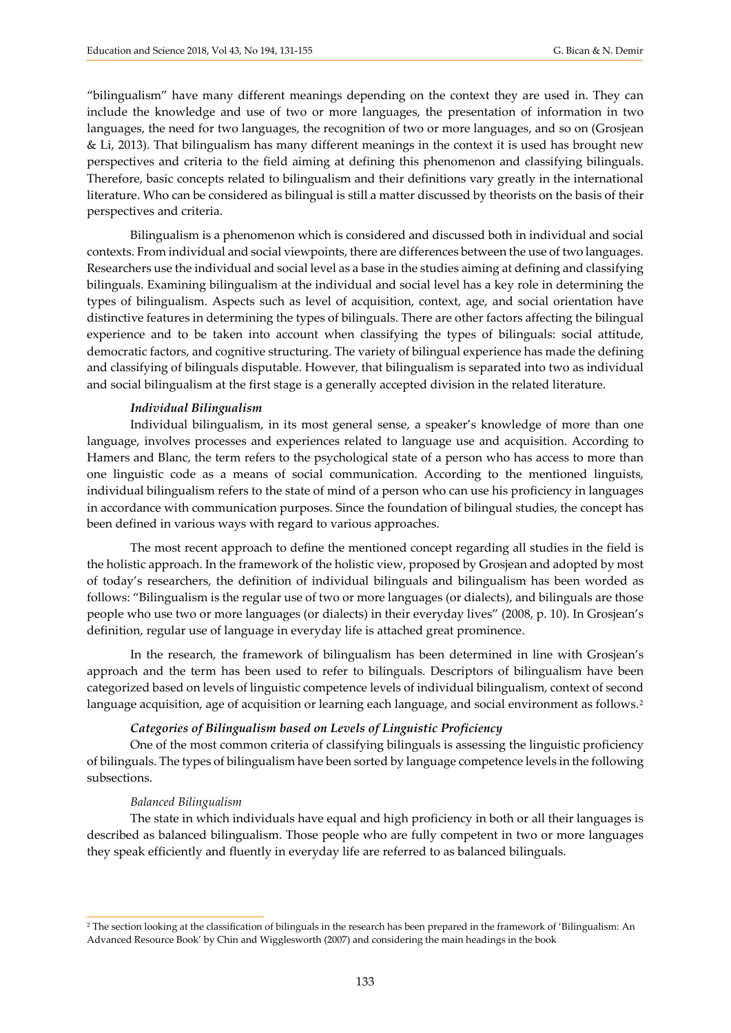"bilingualism" have many different meanings depending on the context they are used in. They can include the knowledge and use of two or more languages, the presentation of information in two languages, the need for two languages, the recognition of two or more languages, and so on (Grosjean & Li, 2013). That bilingualism has many different meanings in the context it is used has brought new perspectives and criteria to the field aiming at defining this phenomenon and classifying bilinguals. Therefore, basic concepts related to bilingualism and their definitions vary greatly in the international literature. Who can be considered as bilingual is still a matter discussed by theorists on the basis of their perspectives and criteria.

Bilingualism is a phenomenon which is considered and discussed both in individual and social contexts. From individual and social viewpoints, there are differences between the use of two languages. Researchers use the individual and social level as a base in the studies aiming at defining and classifying bilinguals. Examining bilingualism at the individual and social level has a key role in determining the types of bilingualism. Aspects such as level of acquisition, context, age, and social orientation have distinctive features in determining the types of bilinguals. There are other factors affecting the bilingual experience and to be taken into account when classifying the types of bilinguals: social attitude, democratic factors, and cognitive structuring. The variety of bilingual experience has made the defining and classifying of bilinguals disputable. However, that bilingualism is separated into two as individual and social bilingualism at the first stage is a generally accepted division in the related literature.

### *Individual Bilingualism*

Individual bilingualism, in its most general sense, a speaker's knowledge of more than one language, involves processes and experiences related to language use and acquisition. According to Hamers and Blanc, the term refers to the psychological state of a person who has access to more than one linguistic code as a means of social communication. According to the mentioned linguists, individual bilingualism refers to the state of mind of a person who can use his proficiency in languages in accordance with communication purposes. Since the foundation of bilingual studies, the concept has been defined in various ways with regard to various approaches.

The most recent approach to define the mentioned concept regarding all studies in the field is the holistic approach. In the framework of the holistic view, proposed by Grosjean and adopted by most of today's researchers, the definition of individual bilinguals and bilingualism has been worded as follows: "Bilingualism is the regular use of two or more languages (or dialects), and bilinguals are those people who use two or more languages (or dialects) in their everyday lives" (2008, p. 10). In Grosjean's definition, regular use of language in everyday life is attached great prominence.

In the research, the framework of bilingualism has been determined in line with Grosjean's approach and the term has been used to refer to bilinguals. Descriptors of bilingualism have been categorized based on levels of linguistic competence levels of individual bilingualism, context of second language acquisition, age of acquisition or learning each language, and social environment as follows.[2]

### *Categories of Bilingualism based on Levels of Linguistic Proficiency*

One of the most common criteria of classifying bilinguals is assessing the linguistic proficiency of bilinguals. The types of bilingualism have been sorted by language competence levels in the following subsections.

#### *Balanced Bilingualism*

The state in which individuals have equal and high proficiency in both or all their languages is described as balanced bilingualism. Those people who are fully competent in two or more languages they speak efficiently and fluently in everyday life are referred to as balanced bilinguals.

---

[2] The section looking at the classification of bilinguals in the research has been prepared in the framework of 'Bilingualism: An Advanced Resource Book' by Chin and Wigglesworth (2007) and considering the main headings in the book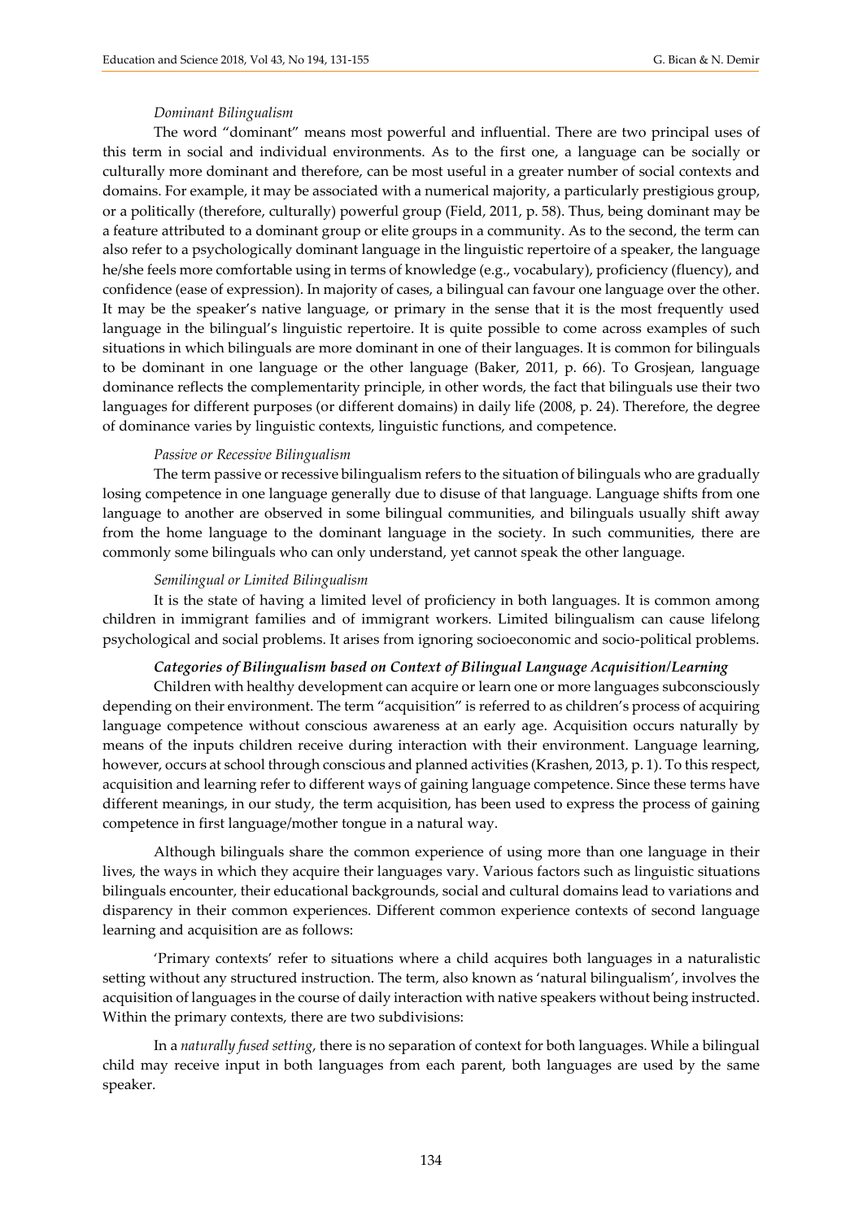*Dominant Bilingualism*

The word "dominant" means most powerful and influential. There are two principal uses of this term in social and individual environments. As to the first one, a language can be socially or culturally more dominant and therefore, can be most useful in a greater number of social contexts and domains. For example, it may be associated with a numerical majority, a particularly prestigious group, or a politically (therefore, culturally) powerful group (Field, 2011, p. 58). Thus, being dominant may be a feature attributed to a dominant group or elite groups in a community. As to the second, the term can also refer to a psychologically dominant language in the linguistic repertoire of a speaker, the language he/she feels more comfortable using in terms of knowledge (e.g., vocabulary), proficiency (fluency), and confidence (ease of expression). In majority of cases, a bilingual can favour one language over the other. It may be the speaker's native language, or primary in the sense that it is the most frequently used language in the bilingual's linguistic repertoire. It is quite possible to come across examples of such situations in which bilinguals are more dominant in one of their languages. It is common for bilinguals to be dominant in one language or the other language (Baker, 2011, p. 66). To Grosjean, language dominance reflects the complementarity principle, in other words, the fact that bilinguals use their two languages for different purposes (or different domains) in daily life (2008, p. 24). Therefore, the degree of dominance varies by linguistic contexts, linguistic functions, and competence.

*Passive or Recessive Bilingualism*

The term passive or recessive bilingualism refers to the situation of bilinguals who are gradually losing competence in one language generally due to disuse of that language. Language shifts from one language to another are observed in some bilingual communities, and bilinguals usually shift away from the home language to the dominant language in the society. In such communities, there are commonly some bilinguals who can only understand, yet cannot speak the other language.

*Semilingual or Limited Bilingualism*

It is the state of having a limited level of proficiency in both languages. It is common among children in immigrant families and of immigrant workers. Limited bilingualism can cause lifelong psychological and social problems. It arises from ignoring socioeconomic and socio-political problems.

***Categories of Bilingualism based on Context of Bilingual Language Acquisition/Learning***

Children with healthy development can acquire or learn one or more languages subconsciously depending on their environment. The term "acquisition" is referred to as children's process of acquiring language competence without conscious awareness at an early age. Acquisition occurs naturally by means of the inputs children receive during interaction with their environment. Language learning, however, occurs at school through conscious and planned activities (Krashen, 2013, p. 1). To this respect, acquisition and learning refer to different ways of gaining language competence. Since these terms have different meanings, in our study, the term acquisition, has been used to express the process of gaining competence in first language/mother tongue in a natural way.

Although bilinguals share the common experience of using more than one language in their lives, the ways in which they acquire their languages vary. Various factors such as linguistic situations bilinguals encounter, their educational backgrounds, social and cultural domains lead to variations and disparency in their common experiences. Different common experience contexts of second language learning and acquisition are as follows:

'Primary contexts' refer to situations where a child acquires both languages in a naturalistic setting without any structured instruction. The term, also known as 'natural bilingualism', involves the acquisition of languages in the course of daily interaction with native speakers without being instructed. Within the primary contexts, there are two subdivisions:

In a *naturally fused setting*, there is no separation of context for both languages. While a bilingual child may receive input in both languages from each parent, both languages are used by the same speaker.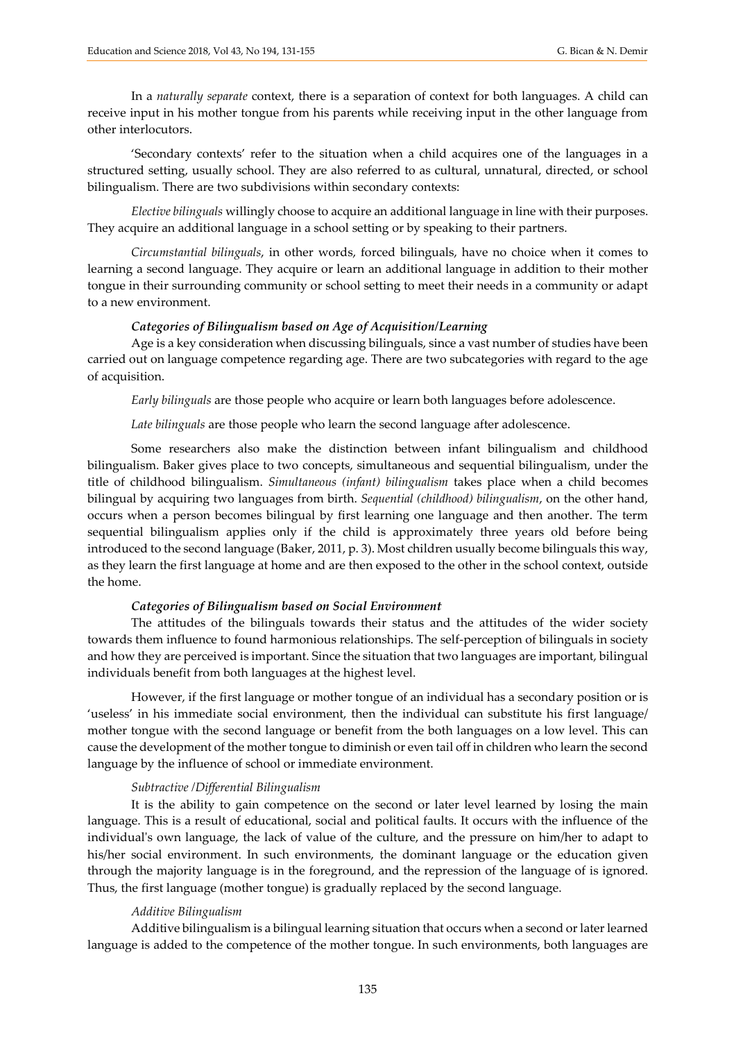In a *naturally separate* context, there is a separation of context for both languages. A child can receive input in his mother tongue from his parents while receiving input in the other language from other interlocutors.

'Secondary contexts' refer to the situation when a child acquires one of the languages in a structured setting, usually school. They are also referred to as cultural, unnatural, directed, or school bilingualism. There are two subdivisions within secondary contexts:

*Elective bilinguals* willingly choose to acquire an additional language in line with their purposes. They acquire an additional language in a school setting or by speaking to their partners.

*Circumstantial bilinguals*, in other words, forced bilinguals, have no choice when it comes to learning a second language. They acquire or learn an additional language in addition to their mother tongue in their surrounding community or school setting to meet their needs in a community or adapt to a new environment.

***Categories of Bilingualism based on Age of Acquisition/Learning***

Age is a key consideration when discussing bilinguals, since a vast number of studies have been carried out on language competence regarding age. There are two subcategories with regard to the age of acquisition.

*Early bilinguals* are those people who acquire or learn both languages before adolescence.

*Late bilinguals* are those people who learn the second language after adolescence.

Some researchers also make the distinction between infant bilingualism and childhood bilingualism. Baker gives place to two concepts, simultaneous and sequential bilingualism, under the title of childhood bilingualism. *Simultaneous (infant) bilingualism* takes place when a child becomes bilingual by acquiring two languages from birth. *Sequential (childhood) bilingualism*, on the other hand, occurs when a person becomes bilingual by first learning one language and then another. The term sequential bilingualism applies only if the child is approximately three years old before being introduced to the second language (Baker, 2011, p. 3). Most children usually become bilinguals this way, as they learn the first language at home and are then exposed to the other in the school context, outside the home.

***Categories of Bilingualism based on Social Environment***

The attitudes of the bilinguals towards their status and the attitudes of the wider society towards them influence to found harmonious relationships. The self-perception of bilinguals in society and how they are perceived is important. Since the situation that two languages are important, bilingual individuals benefit from both languages at the highest level.

However, if the first language or mother tongue of an individual has a secondary position or is 'useless' in his immediate social environment, then the individual can substitute his first language/ mother tongue with the second language or benefit from the both languages on a low level. This can cause the development of the mother tongue to diminish or even tail off in children who learn the second language by the influence of school or immediate environment.

*Subtractive /Differential Bilingualism*

It is the ability to gain competence on the second or later level learned by losing the main language. This is a result of educational, social and political faults. It occurs with the influence of the individual's own language, the lack of value of the culture, and the pressure on him/her to adapt to his/her social environment. In such environments, the dominant language or the education given through the majority language is in the foreground, and the repression of the language of is ignored. Thus, the first language (mother tongue) is gradually replaced by the second language.

*Additive Bilingualism*

Additive bilingualism is a bilingual learning situation that occurs when a second or later learned language is added to the competence of the mother tongue. In such environments, both languages are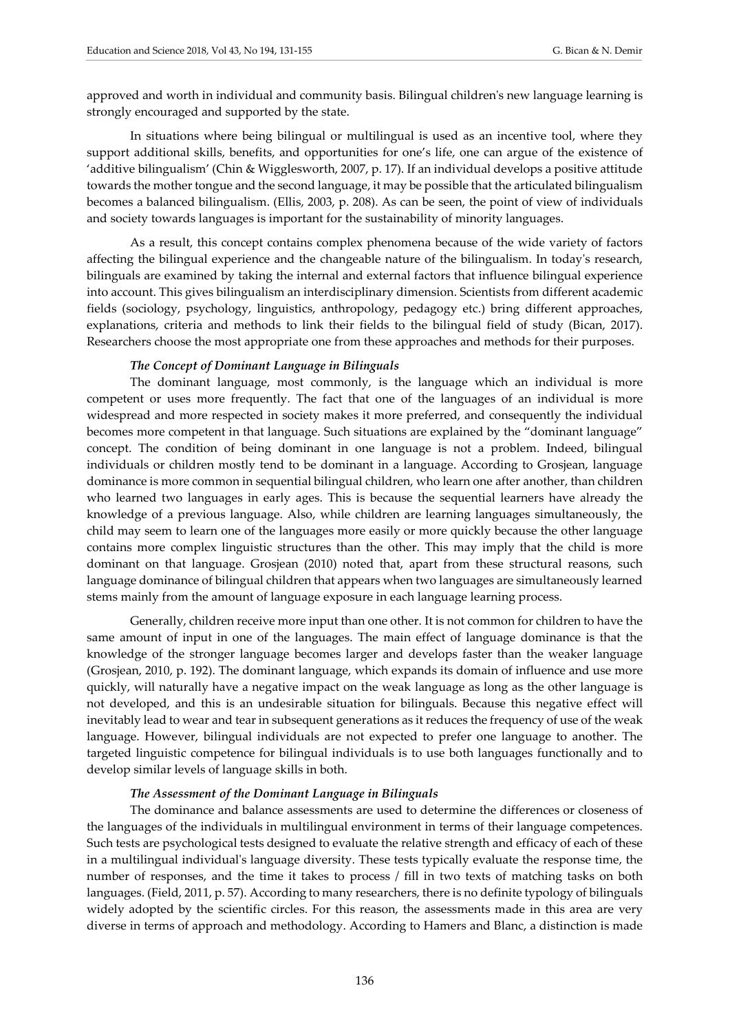approved and worth in individual and community basis. Bilingual children's new language learning is strongly encouraged and supported by the state.

In situations where being bilingual or multilingual is used as an incentive tool, where they support additional skills, benefits, and opportunities for one's life, one can argue of the existence of 'additive bilingualism' (Chin & Wigglesworth, 2007, p. 17). If an individual develops a positive attitude towards the mother tongue and the second language, it may be possible that the articulated bilingualism becomes a balanced bilingualism. (Ellis, 2003, p. 208). As can be seen, the point of view of individuals and society towards languages is important for the sustainability of minority languages.

As a result, this concept contains complex phenomena because of the wide variety of factors affecting the bilingual experience and the changeable nature of the bilingualism. In today's research, bilinguals are examined by taking the internal and external factors that influence bilingual experience into account. This gives bilingualism an interdisciplinary dimension. Scientists from different academic fields (sociology, psychology, linguistics, anthropology, pedagogy etc.) bring different approaches, explanations, criteria and methods to link their fields to the bilingual field of study (Bican, 2017). Researchers choose the most appropriate one from these approaches and methods for their purposes.

### *The Concept of Dominant Language in Bilinguals*

The dominant language, most commonly, is the language which an individual is more competent or uses more frequently. The fact that one of the languages of an individual is more widespread and more respected in society makes it more preferred, and consequently the individual becomes more competent in that language. Such situations are explained by the "dominant language" concept. The condition of being dominant in one language is not a problem. Indeed, bilingual individuals or children mostly tend to be dominant in a language. According to Grosjean, language dominance is more common in sequential bilingual children, who learn one after another, than children who learned two languages in early ages. This is because the sequential learners have already the knowledge of a previous language. Also, while children are learning languages simultaneously, the child may seem to learn one of the languages more easily or more quickly because the other language contains more complex linguistic structures than the other. This may imply that the child is more dominant on that language. Grosjean (2010) noted that, apart from these structural reasons, such language dominance of bilingual children that appears when two languages are simultaneously learned stems mainly from the amount of language exposure in each language learning process.

Generally, children receive more input than one other. It is not common for children to have the same amount of input in one of the languages. The main effect of language dominance is that the knowledge of the stronger language becomes larger and develops faster than the weaker language (Grosjean, 2010, p. 192). The dominant language, which expands its domain of influence and use more quickly, will naturally have a negative impact on the weak language as long as the other language is not developed, and this is an undesirable situation for bilinguals. Because this negative effect will inevitably lead to wear and tear in subsequent generations as it reduces the frequency of use of the weak language. However, bilingual individuals are not expected to prefer one language to another. The targeted linguistic competence for bilingual individuals is to use both languages functionally and to develop similar levels of language skills in both.

### *The Assessment of the Dominant Language in Bilinguals*

The dominance and balance assessments are used to determine the differences or closeness of the languages of the individuals in multilingual environment in terms of their language competences. Such tests are psychological tests designed to evaluate the relative strength and efficacy of each of these in a multilingual individual's language diversity. These tests typically evaluate the response time, the number of responses, and the time it takes to process / fill in two texts of matching tasks on both languages. (Field, 2011, p. 57). According to many researchers, there is no definite typology of bilinguals widely adopted by the scientific circles. For this reason, the assessments made in this area are very diverse in terms of approach and methodology. According to Hamers and Blanc, a distinction is made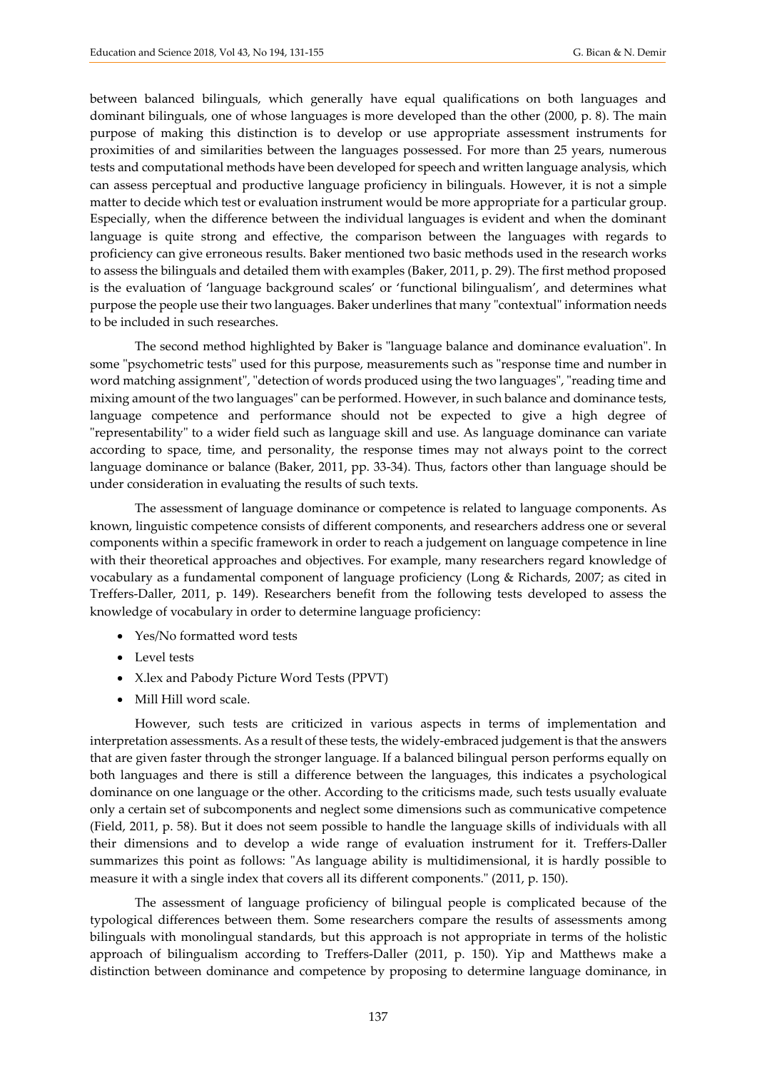between balanced bilinguals, which generally have equal qualifications on both languages and dominant bilinguals, one of whose languages is more developed than the other (2000, p. 8). The main purpose of making this distinction is to develop or use appropriate assessment instruments for proximities of and similarities between the languages possessed. For more than 25 years, numerous tests and computational methods have been developed for speech and written language analysis, which can assess perceptual and productive language proficiency in bilinguals. However, it is not a simple matter to decide which test or evaluation instrument would be more appropriate for a particular group. Especially, when the difference between the individual languages is evident and when the dominant language is quite strong and effective, the comparison between the languages with regards to proficiency can give erroneous results. Baker mentioned two basic methods used in the research works to assess the bilinguals and detailed them with examples (Baker, 2011, p. 29). The first method proposed is the evaluation of 'language background scales' or 'functional bilingualism', and determines what purpose the people use their two languages. Baker underlines that many "contextual" information needs to be included in such researches.

The second method highlighted by Baker is "language balance and dominance evaluation". In some "psychometric tests" used for this purpose, measurements such as "response time and number in word matching assignment", "detection of words produced using the two languages", "reading time and mixing amount of the two languages" can be performed. However, in such balance and dominance tests, language competence and performance should not be expected to give a high degree of "representability" to a wider field such as language skill and use. As language dominance can variate according to space, time, and personality, the response times may not always point to the correct language dominance or balance (Baker, 2011, pp. 33-34). Thus, factors other than language should be under consideration in evaluating the results of such texts.

The assessment of language dominance or competence is related to language components. As known, linguistic competence consists of different components, and researchers address one or several components within a specific framework in order to reach a judgement on language competence in line with their theoretical approaches and objectives. For example, many researchers regard knowledge of vocabulary as a fundamental component of language proficiency (Long & Richards, 2007; as cited in Treffers-Daller, 2011, p. 149). Researchers benefit from the following tests developed to assess the knowledge of vocabulary in order to determine language proficiency:

- Yes/No formatted word tests
- Level tests
- X.lex and Pabody Picture Word Tests (PPVT)
- Mill Hill word scale.

However, such tests are criticized in various aspects in terms of implementation and interpretation assessments. As a result of these tests, the widely-embraced judgement is that the answers that are given faster through the stronger language. If a balanced bilingual person performs equally on both languages and there is still a difference between the languages, this indicates a psychological dominance on one language or the other. According to the criticisms made, such tests usually evaluate only a certain set of subcomponents and neglect some dimensions such as communicative competence (Field, 2011, p. 58). But it does not seem possible to handle the language skills of individuals with all their dimensions and to develop a wide range of evaluation instrument for it. Treffers-Daller summarizes this point as follows: "As language ability is multidimensional, it is hardly possible to measure it with a single index that covers all its different components." (2011, p. 150).

The assessment of language proficiency of bilingual people is complicated because of the typological differences between them. Some researchers compare the results of assessments among bilinguals with monolingual standards, but this approach is not appropriate in terms of the holistic approach of bilingualism according to Treffers-Daller (2011, p. 150). Yip and Matthews make a distinction between dominance and competence by proposing to determine language dominance, in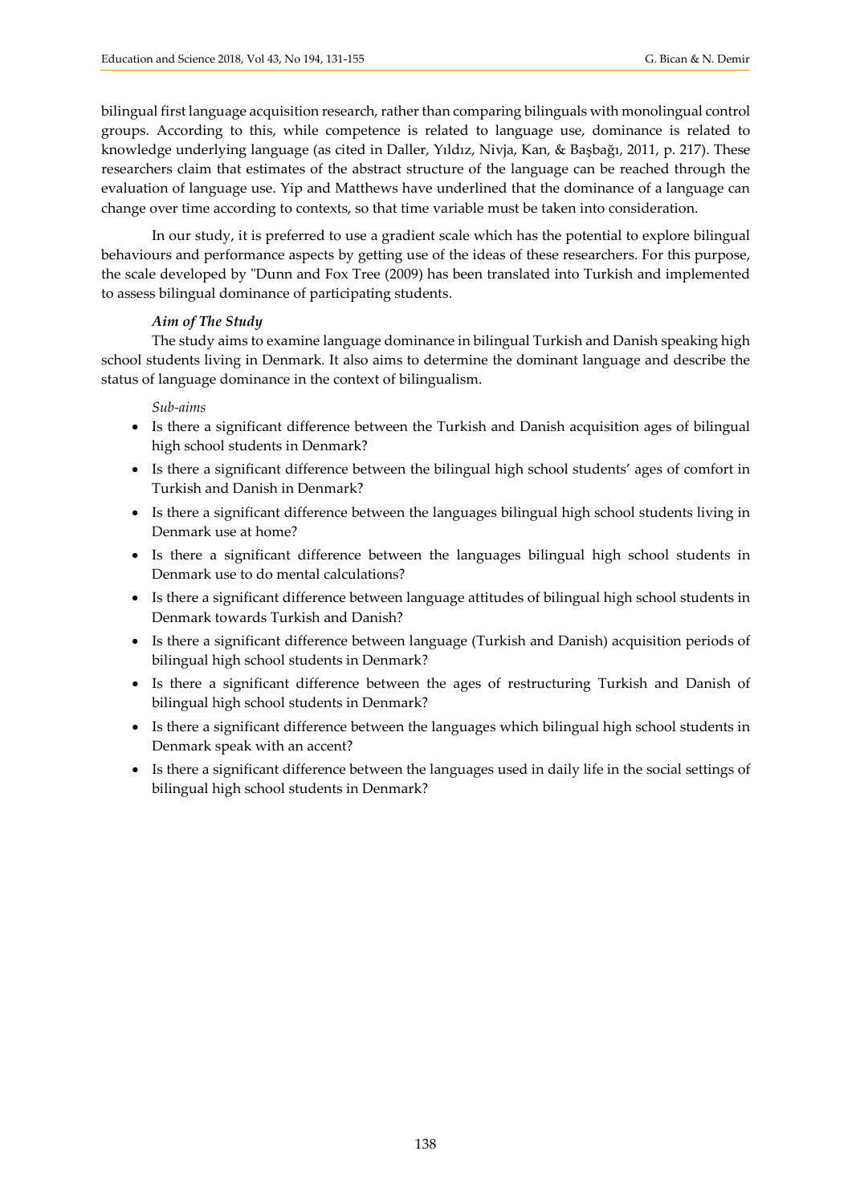bilingual first language acquisition research, rather than comparing bilinguals with monolingual control groups. According to this, while competence is related to language use, dominance is related to knowledge underlying language (as cited in Daller, Yıldız, Nivja, Kan, & Başbağı, 2011, p. 217). These researchers claim that estimates of the abstract structure of the language can be reached through the evaluation of language use. Yip and Matthews have underlined that the dominance of a language can change over time according to contexts, so that time variable must be taken into consideration.

In our study, it is preferred to use a gradient scale which has the potential to explore bilingual behaviours and performance aspects by getting use of the ideas of these researchers. For this purpose, the scale developed by "Dunn and Fox Tree (2009) has been translated into Turkish and implemented to assess bilingual dominance of participating students.

### *Aim of The Study*

The study aims to examine language dominance in bilingual Turkish and Danish speaking high school students living in Denmark. It also aims to determine the dominant language and describe the status of language dominance in the context of bilingualism.

*Sub-aims*

- Is there a significant difference between the Turkish and Danish acquisition ages of bilingual high school students in Denmark?
- Is there a significant difference between the bilingual high school students' ages of comfort in Turkish and Danish in Denmark?
- Is there a significant difference between the languages bilingual high school students living in Denmark use at home?
- Is there a significant difference between the languages bilingual high school students in Denmark use to do mental calculations?
- Is there a significant difference between language attitudes of bilingual high school students in Denmark towards Turkish and Danish?
- Is there a significant difference between language (Turkish and Danish) acquisition periods of bilingual high school students in Denmark?
- Is there a significant difference between the ages of restructuring Turkish and Danish of bilingual high school students in Denmark?
- Is there a significant difference between the languages which bilingual high school students in Denmark speak with an accent?
- Is there a significant difference between the languages used in daily life in the social settings of bilingual high school students in Denmark?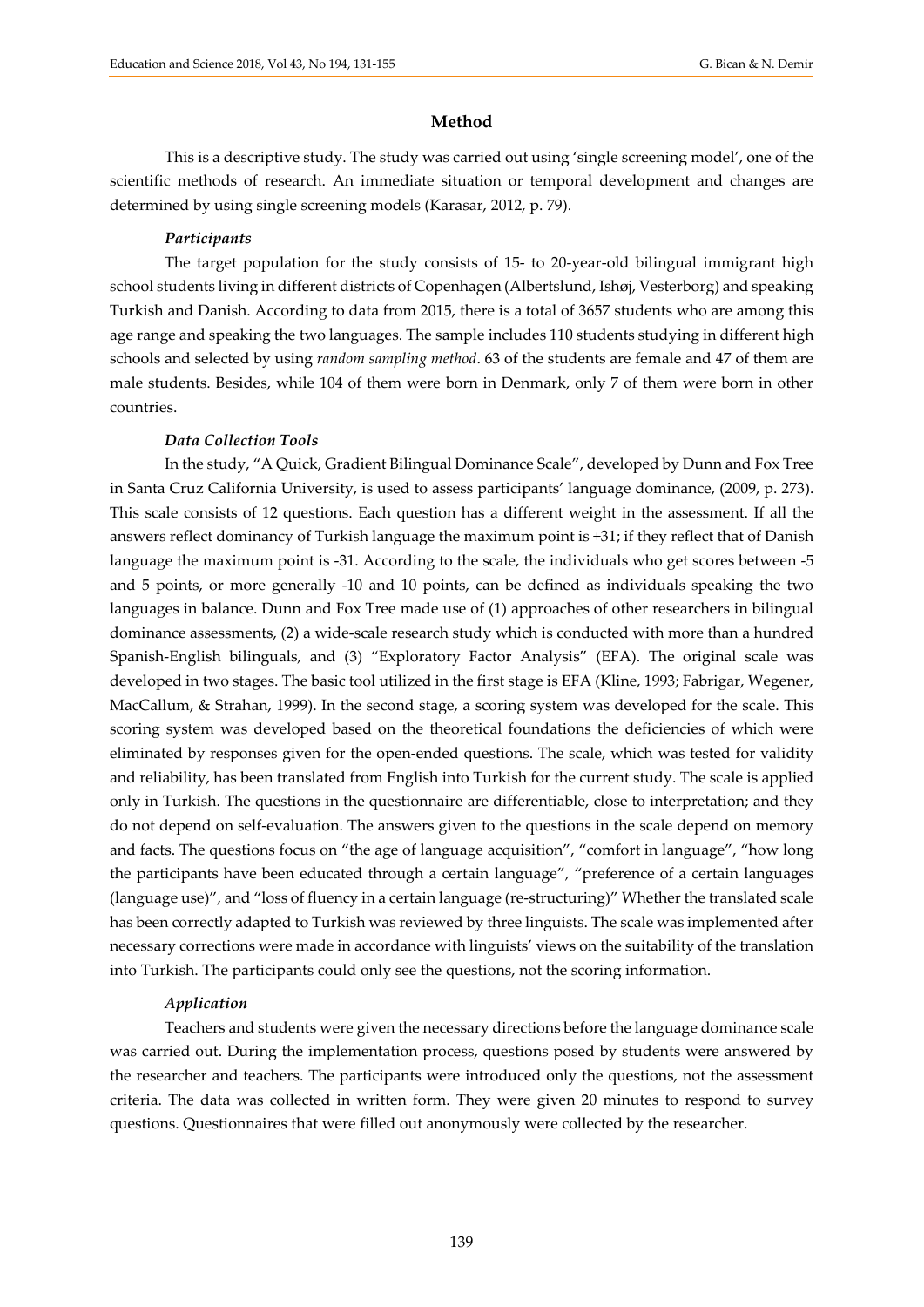## Method

This is a descriptive study. The study was carried out using 'single screening model', one of the scientific methods of research. An immediate situation or temporal development and changes are determined by using single screening models (Karasar, 2012, p. 79).

### *Participants*

The target population for the study consists of 15- to 20-year-old bilingual immigrant high school students living in different districts of Copenhagen (Albertslund, Ishøj, Vesterborg) and speaking Turkish and Danish. According to data from 2015, there is a total of 3657 students who are among this age range and speaking the two languages. The sample includes 110 students studying in different high schools and selected by using *random sampling method*. 63 of the students are female and 47 of them are male students. Besides, while 104 of them were born in Denmark, only 7 of them were born in other countries.

### *Data Collection Tools*

In the study, "A Quick, Gradient Bilingual Dominance Scale", developed by Dunn and Fox Tree in Santa Cruz California University, is used to assess participants' language dominance, (2009, p. 273). This scale consists of 12 questions. Each question has a different weight in the assessment. If all the answers reflect dominancy of Turkish language the maximum point is +31; if they reflect that of Danish language the maximum point is -31. According to the scale, the individuals who get scores between -5 and 5 points, or more generally -10 and 10 points, can be defined as individuals speaking the two languages in balance. Dunn and Fox Tree made use of (1) approaches of other researchers in bilingual dominance assessments, (2) a wide-scale research study which is conducted with more than a hundred Spanish-English bilinguals, and (3) "Exploratory Factor Analysis" (EFA). The original scale was developed in two stages. The basic tool utilized in the first stage is EFA (Kline, 1993; Fabrigar, Wegener, MacCallum, & Strahan, 1999). In the second stage, a scoring system was developed for the scale. This scoring system was developed based on the theoretical foundations the deficiencies of which were eliminated by responses given for the open-ended questions. The scale, which was tested for validity and reliability, has been translated from English into Turkish for the current study. The scale is applied only in Turkish. The questions in the questionnaire are differentiable, close to interpretation; and they do not depend on self-evaluation. The answers given to the questions in the scale depend on memory and facts. The questions focus on "the age of language acquisition", "comfort in language", "how long the participants have been educated through a certain language", "preference of a certain languages (language use)", and "loss of fluency in a certain language (re-structuring)" Whether the translated scale has been correctly adapted to Turkish was reviewed by three linguists. The scale was implemented after necessary corrections were made in accordance with linguists' views on the suitability of the translation into Turkish. The participants could only see the questions, not the scoring information.

### *Application*

Teachers and students were given the necessary directions before the language dominance scale was carried out. During the implementation process, questions posed by students were answered by the researcher and teachers. The participants were introduced only the questions, not the assessment criteria. The data was collected in written form. They were given 20 minutes to respond to survey questions. Questionnaires that were filled out anonymously were collected by the researcher.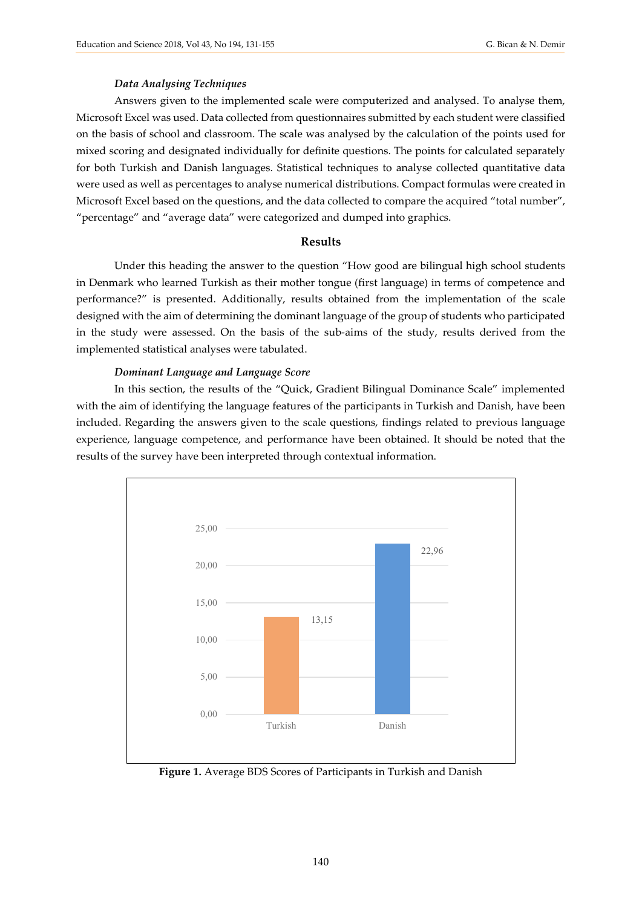#### *Data Analysing Techniques*

Answers given to the implemented scale were computerized and analysed. To analyse them, Microsoft Excel was used. Data collected from questionnaires submitted by each student were classified on the basis of school and classroom. The scale was analysed by the calculation of the points used for mixed scoring and designated individually for definite questions. The points for calculated separately for both Turkish and Danish languages. Statistical techniques to analyse collected quantitative data were used as well as percentages to analyse numerical distributions. Compact formulas were created in Microsoft Excel based on the questions, and the data collected to compare the acquired "total number", "percentage" and "average data" were categorized and dumped into graphics.

## Results

Under this heading the answer to the question "How good are bilingual high school students in Denmark who learned Turkish as their mother tongue (first language) in terms of competence and performance?" is presented. Additionally, results obtained from the implementation of the scale designed with the aim of determining the dominant language of the group of students who participated in the study were assessed. On the basis of the sub-aims of the study, results derived from the implemented statistical analyses were tabulated.

#### *Dominant Language and Language Score*

In this section, the results of the "Quick, Gradient Bilingual Dominance Scale" implemented with the aim of identifying the language features of the participants in Turkish and Danish, have been included. Regarding the answers given to the scale questions, findings related to previous language experience, language competence, and performance have been obtained. It should be noted that the results of the survey have been interpreted through contextual information.

| | Turkish | Danish |
|---|---|---|
| Average BDS Score | 13,15 | 22,96 |

**Figure 1.** Average BDS Scores of Participants in Turkish and Danish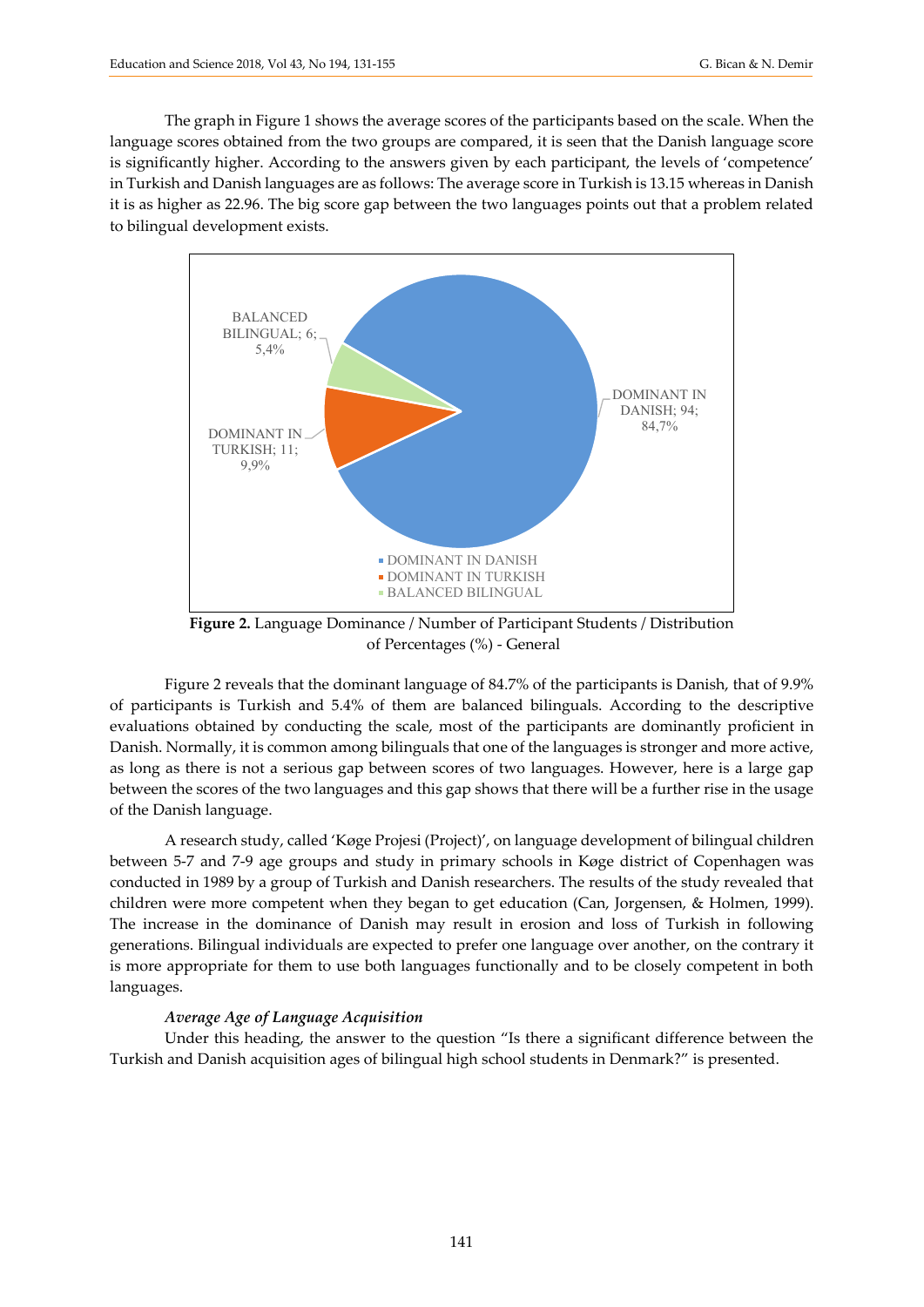The graph in Figure 1 shows the average scores of the participants based on the scale. When the language scores obtained from the two groups are compared, it is seen that the Danish language score is significantly higher. According to the answers given by each participant, the levels of 'competence' in Turkish and Danish languages are as follows: The average score in Turkish is 13.15 whereas in Danish it is as higher as 22.96. The big score gap between the two languages points out that a problem related to bilingual development exists.

BALANCED BILINGUAL; 6; 5,4%

DOMINANT IN TURKISH; 11; 9,9%

DOMINANT IN DANISH; 94; 84,7%

- DOMINANT IN DANISH
- DOMINANT IN TURKISH
- BALANCED BILINGUAL

**Figure 2.** Language Dominance / Number of Participant Students / Distribution of Percentages (%) - General

Figure 2 reveals that the dominant language of 84.7% of the participants is Danish, that of 9.9% of participants is Turkish and 5.4% of them are balanced bilinguals. According to the descriptive evaluations obtained by conducting the scale, most of the participants are dominantly proficient in Danish. Normally, it is common among bilinguals that one of the languages is stronger and more active, as long as there is not a serious gap between scores of two languages. However, here is a large gap between the scores of the two languages and this gap shows that there will be a further rise in the usage of the Danish language.

A research study, called 'Køge Projesi (Project)', on language development of bilingual children between 5-7 and 7-9 age groups and study in primary schools in Køge district of Copenhagen was conducted in 1989 by a group of Turkish and Danish researchers. The results of the study revealed that children were more competent when they began to get education (Can, Jorgensen, & Holmen, 1999). The increase in the dominance of Danish may result in erosion and loss of Turkish in following generations. Bilingual individuals are expected to prefer one language over another, on the contrary it is more appropriate for them to use both languages functionally and to be closely competent in both languages.

*Average Age of Language Acquisition*

Under this heading, the answer to the question "Is there a significant difference between the Turkish and Danish acquisition ages of bilingual high school students in Denmark?" is presented.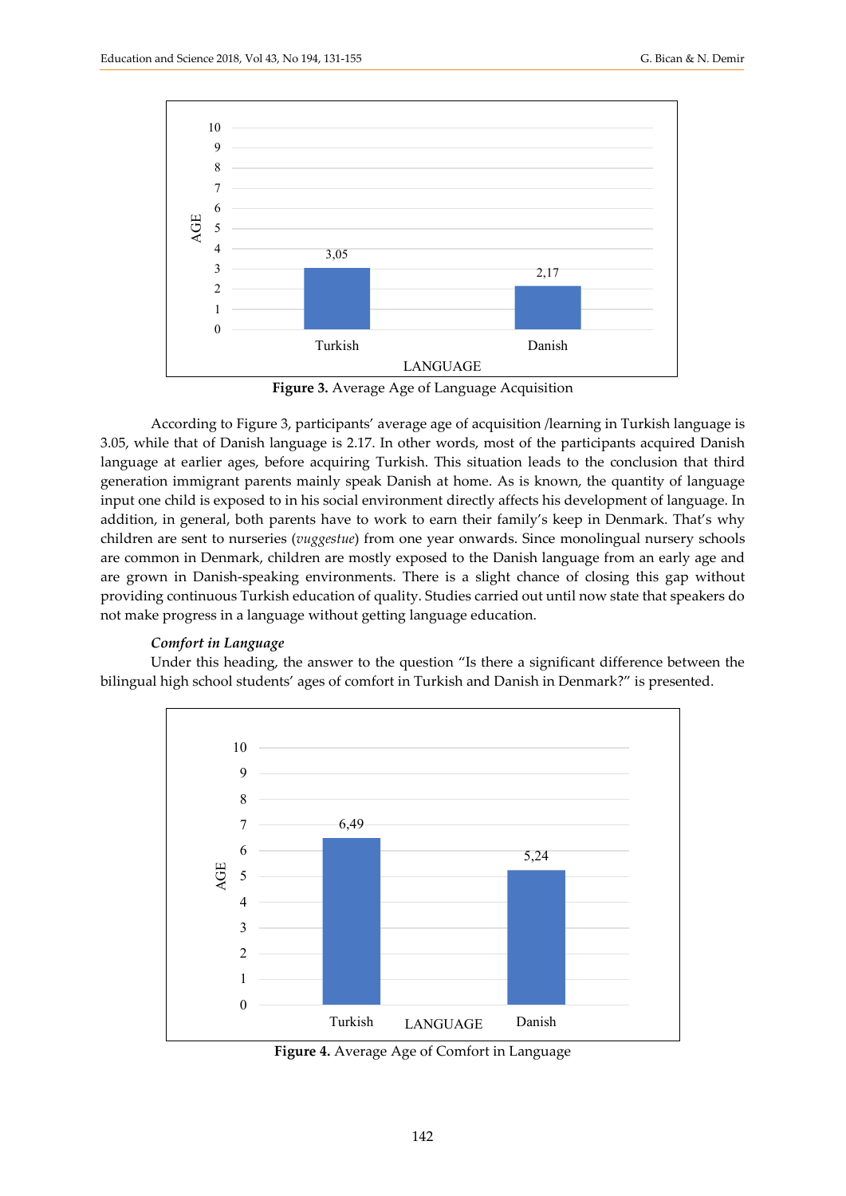Figure 3. Average Age of Language Acquisition

According to Figure 3, participants' average age of acquisition /learning in Turkish language is 3.05, while that of Danish language is 2.17. In other words, most of the participants acquired Danish language at earlier ages, before acquiring Turkish. This situation leads to the conclusion that third generation immigrant parents mainly speak Danish at home. As is known, the quantity of language input one child is exposed to in his social environment directly affects his development of language. In addition, in general, both parents have to work to earn their family's keep in Denmark. That's why children are sent to nurseries (*vuggestue*) from one year onwards. Since monolingual nursery schools are common in Denmark, children are mostly exposed to the Danish language from an early age and are grown in Danish-speaking environments. There is a slight chance of closing this gap without providing continuous Turkish education of quality. Studies carried out until now state that speakers do not make progress in a language without getting language education.

***Comfort in Language***

Under this heading, the answer to the question "Is there a significant difference between the bilingual high school students' ages of comfort in Turkish and Danish in Denmark?" is presented.

Figure 4. Average Age of Comfort in Language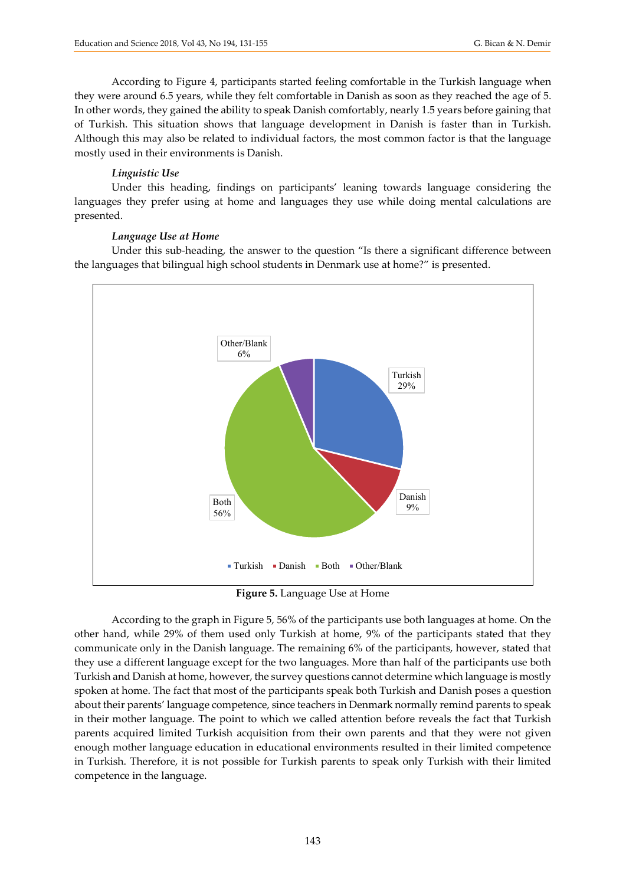According to Figure 4, participants started feeling comfortable in the Turkish language when they were around 6.5 years, while they felt comfortable in Danish as soon as they reached the age of 5. In other words, they gained the ability to speak Danish comfortably, nearly 1.5 years before gaining that of Turkish. This situation shows that language development in Danish is faster than in Turkish. Although this may also be related to individual factors, the most common factor is that the language mostly used in their environments is Danish.

### *Linguistic Use*

Under this heading, findings on participants' leaning towards language considering the languages they prefer using at home and languages they use while doing mental calculations are presented.

#### *Language Use at Home*

Under this sub-heading, the answer to the question "Is there a significant difference between the languages that bilingual high school students in Denmark use at home?" is presented.

**Figure 5.** Language Use at Home

According to the graph in Figure 5, 56% of the participants use both languages at home. On the other hand, while 29% of them used only Turkish at home, 9% of the participants stated that they communicate only in the Danish language. The remaining 6% of the participants, however, stated that they use a different language except for the two languages. More than half of the participants use both Turkish and Danish at home, however, the survey questions cannot determine which language is mostly spoken at home. The fact that most of the participants speak both Turkish and Danish poses a question about their parents' language competence, since teachers in Denmark normally remind parents to speak in their mother language. The point to which we called attention before reveals the fact that Turkish parents acquired limited Turkish acquisition from their own parents and that they were not given enough mother language education in educational environments resulted in their limited competence in Turkish. Therefore, it is not possible for Turkish parents to speak only Turkish with their limited competence in the language.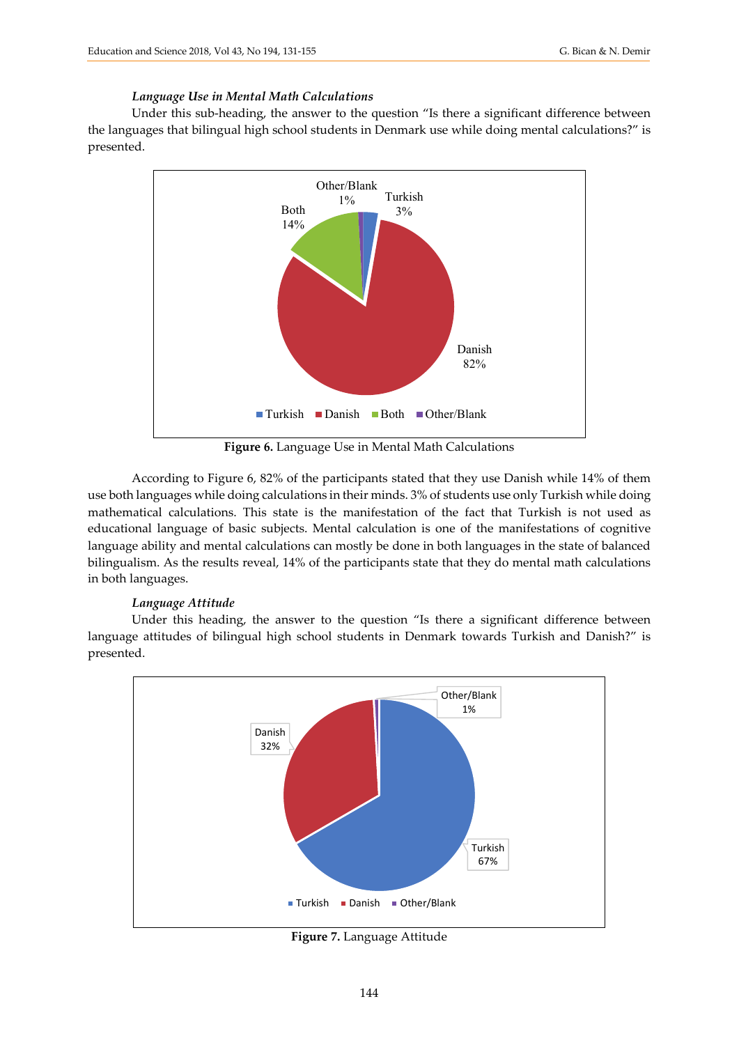***Language Use in Mental Math Calculations***

Under this sub-heading, the answer to the question "Is there a significant difference between the languages that bilingual high school students in Denmark use while doing mental calculations?" is presented.

**Figure 6.** Language Use in Mental Math Calculations

According to Figure 6, 82% of the participants stated that they use Danish while 14% of them use both languages while doing calculations in their minds. 3% of students use only Turkish while doing mathematical calculations. This state is the manifestation of the fact that Turkish is not used as educational language of basic subjects. Mental calculation is one of the manifestations of cognitive language ability and mental calculations can mostly be done in both languages in the state of balanced bilingualism. As the results reveal, 14% of the participants state that they do mental math calculations in both languages.

***Language Attitude***

Under this heading, the answer to the question "Is there a significant difference between language attitudes of bilingual high school students in Denmark towards Turkish and Danish?" is presented.

**Figure 7.** Language Attitude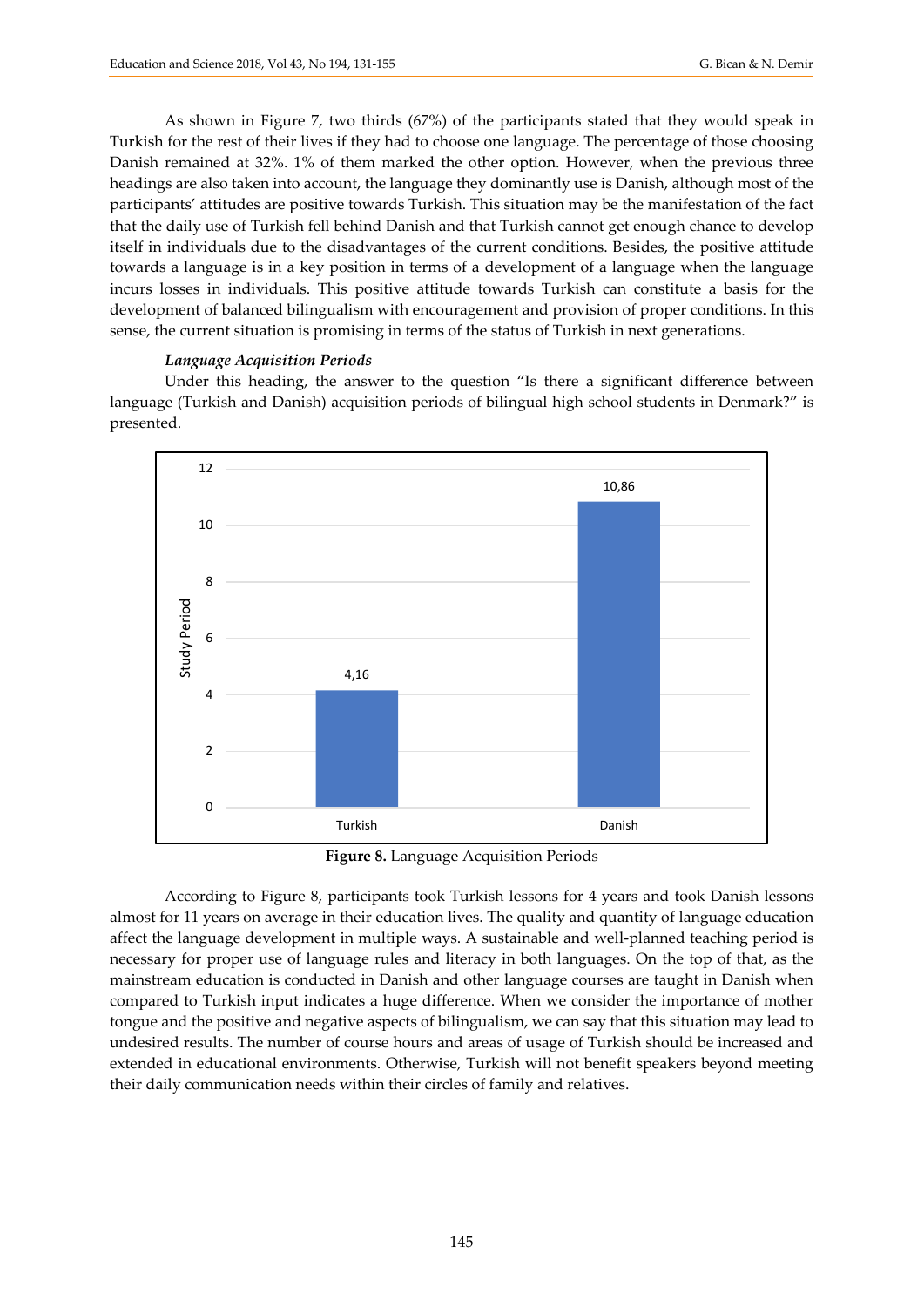As shown in Figure 7, two thirds (67%) of the participants stated that they would speak in Turkish for the rest of their lives if they had to choose one language. The percentage of those choosing Danish remained at 32%. 1% of them marked the other option. However, when the previous three headings are also taken into account, the language they dominantly use is Danish, although most of the participants' attitudes are positive towards Turkish. This situation may be the manifestation of the fact that the daily use of Turkish fell behind Danish and that Turkish cannot get enough chance to develop itself in individuals due to the disadvantages of the current conditions. Besides, the positive attitude towards a language is in a key position in terms of a development of a language when the language incurs losses in individuals. This positive attitude towards Turkish can constitute a basis for the development of balanced bilingualism with encouragement and provision of proper conditions. In this sense, the current situation is promising in terms of the status of Turkish in next generations.

***Language Acquisition Periods***

Under this heading, the answer to the question "Is there a significant difference between language (Turkish and Danish) acquisition periods of bilingual high school students in Denmark?" is presented.

| Language | Study Period |
|---|---|
| Turkish | 4,16 |
| Danish | 10,86 |

**Figure 8.** Language Acquisition Periods

According to Figure 8, participants took Turkish lessons for 4 years and took Danish lessons almost for 11 years on average in their education lives. The quality and quantity of language education affect the language development in multiple ways. A sustainable and well-planned teaching period is necessary for proper use of language rules and literacy in both languages. On the top of that, as the mainstream education is conducted in Danish and other language courses are taught in Danish when compared to Turkish input indicates a huge difference. When we consider the importance of mother tongue and the positive and negative aspects of bilingualism, we can say that this situation may lead to undesired results. The number of course hours and areas of usage of Turkish should be increased and extended in educational environments. Otherwise, Turkish will not benefit speakers beyond meeting their daily communication needs within their circles of family and relatives.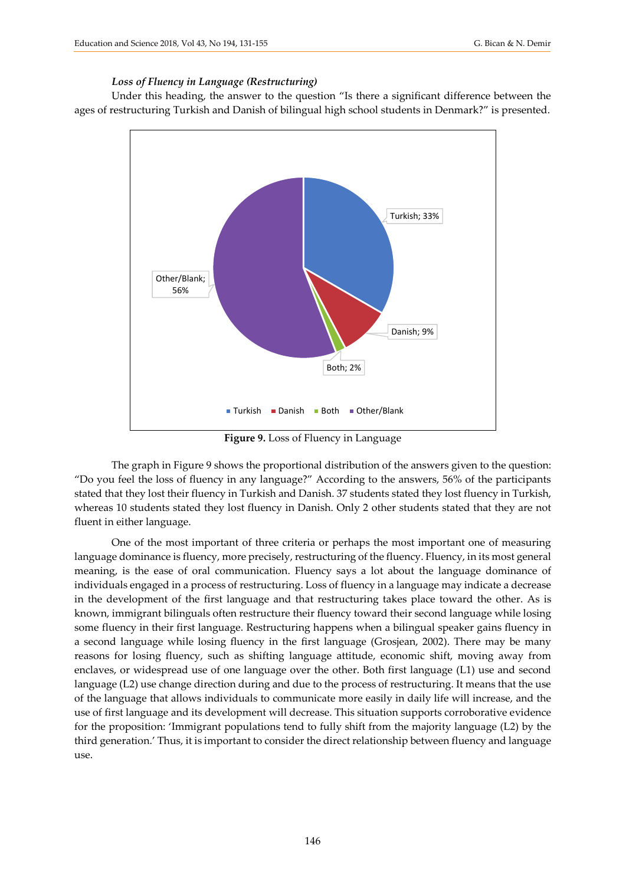#### *Loss of Fluency in Language (Restructuring)*

Under this heading, the answer to the question "Is there a significant difference between the ages of restructuring Turkish and Danish of bilingual high school students in Denmark?" is presented.

Turkish; 33%

Danish; 9%

Both; 2%

Other/Blank; 56%

**Figure 9.** Loss of Fluency in Language

The graph in Figure 9 shows the proportional distribution of the answers given to the question: "Do you feel the loss of fluency in any language?" According to the answers, 56% of the participants stated that they lost their fluency in Turkish and Danish. 37 students stated they lost fluency in Turkish, whereas 10 students stated they lost fluency in Danish. Only 2 other students stated that they are not fluent in either language.

One of the most important of three criteria or perhaps the most important one of measuring language dominance is fluency, more precisely, restructuring of the fluency. Fluency, in its most general meaning, is the ease of oral communication. Fluency says a lot about the language dominance of individuals engaged in a process of restructuring. Loss of fluency in a language may indicate a decrease in the development of the first language and that restructuring takes place toward the other. As is known, immigrant bilinguals often restructure their fluency toward their second language while losing some fluency in their first language. Restructuring happens when a bilingual speaker gains fluency in a second language while losing fluency in the first language (Grosjean, 2002). There may be many reasons for losing fluency, such as shifting language attitude, economic shift, moving away from enclaves, or widespread use of one language over the other. Both first language (L1) use and second language (L2) use change direction during and due to the process of restructuring. It means that the use of the language that allows individuals to communicate more easily in daily life will increase, and the use of first language and its development will decrease. This situation supports corroborative evidence for the proposition: 'Immigrant populations tend to fully shift from the majority language (L2) by the third generation.' Thus, it is important to consider the direct relationship between fluency and language use.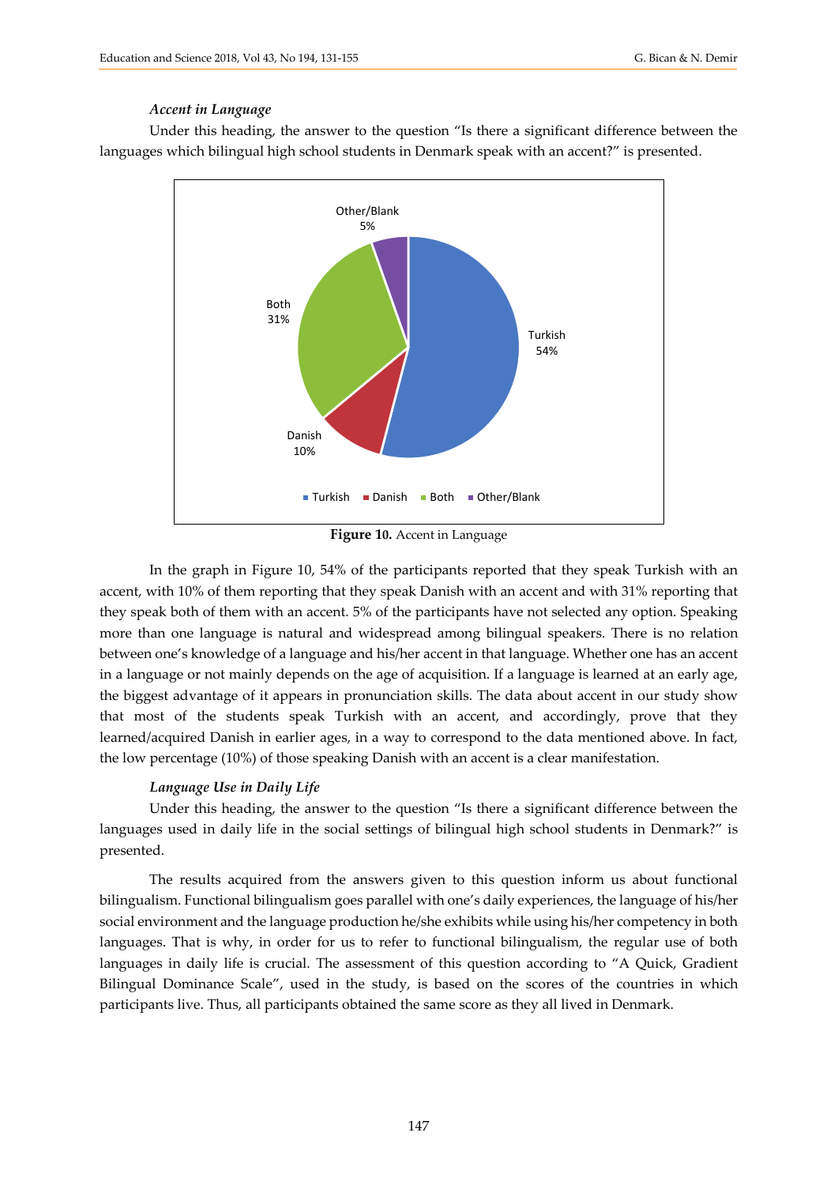*Accent in Language*

Under this heading, the answer to the question "Is there a significant difference between the languages which bilingual high school students in Denmark speak with an accent?" is presented.

**Figure 10.** Accent in Language

In the graph in Figure 10, 54% of the participants reported that they speak Turkish with an accent, with 10% of them reporting that they speak Danish with an accent and with 31% reporting that they speak both of them with an accent. 5% of the participants have not selected any option. Speaking more than one language is natural and widespread among bilingual speakers. There is no relation between one's knowledge of a language and his/her accent in that language. Whether one has an accent in a language or not mainly depends on the age of acquisition. If a language is learned at an early age, the biggest advantage of it appears in pronunciation skills. The data about accent in our study show that most of the students speak Turkish with an accent, and accordingly, prove that they learned/acquired Danish in earlier ages, in a way to correspond to the data mentioned above. In fact, the low percentage (10%) of those speaking Danish with an accent is a clear manifestation.

*Language Use in Daily Life*

Under this heading, the answer to the question "Is there a significant difference between the languages used in daily life in the social settings of bilingual high school students in Denmark?" is presented.

The results acquired from the answers given to this question inform us about functional bilingualism. Functional bilingualism goes parallel with one's daily experiences, the language of his/her social environment and the language production he/she exhibits while using his/her competency in both languages. That is why, in order for us to refer to functional bilingualism, the regular use of both languages in daily life is crucial. The assessment of this question according to "A Quick, Gradient Bilingual Dominance Scale", used in the study, is based on the scores of the countries in which participants live. Thus, all participants obtained the same score as they all lived in Denmark.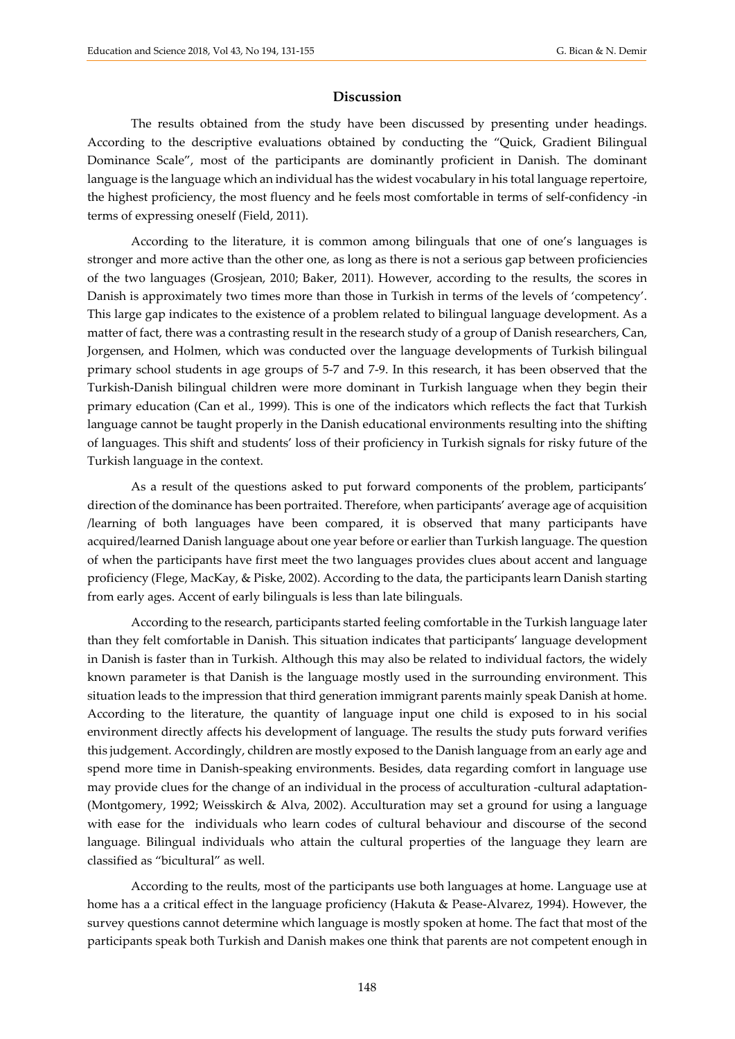## Discussion

The results obtained from the study have been discussed by presenting under headings. According to the descriptive evaluations obtained by conducting the "Quick, Gradient Bilingual Dominance Scale", most of the participants are dominantly proficient in Danish. The dominant language is the language which an individual has the widest vocabulary in his total language repertoire, the highest proficiency, the most fluency and he feels most comfortable in terms of self-confidency -in terms of expressing oneself (Field, 2011).

According to the literature, it is common among bilinguals that one of one's languages is stronger and more active than the other one, as long as there is not a serious gap between proficiencies of the two languages (Grosjean, 2010; Baker, 2011). However, according to the results, the scores in Danish is approximately two times more than those in Turkish in terms of the levels of 'competency'. This large gap indicates to the existence of a problem related to bilingual language development. As a matter of fact, there was a contrasting result in the research study of a group of Danish researchers, Can, Jorgensen, and Holmen, which was conducted over the language developments of Turkish bilingual primary school students in age groups of 5-7 and 7-9. In this research, it has been observed that the Turkish-Danish bilingual children were more dominant in Turkish language when they begin their primary education (Can et al., 1999). This is one of the indicators which reflects the fact that Turkish language cannot be taught properly in the Danish educational environments resulting into the shifting of languages. This shift and students' loss of their proficiency in Turkish signals for risky future of the Turkish language in the context.

As a result of the questions asked to put forward components of the problem, participants' direction of the dominance has been portraited. Therefore, when participants' average age of acquisition /learning of both languages have been compared, it is observed that many participants have acquired/learned Danish language about one year before or earlier than Turkish language. The question of when the participants have first meet the two languages provides clues about accent and language proficiency (Flege, MacKay, & Piske, 2002). According to the data, the participants learn Danish starting from early ages. Accent of early bilinguals is less than late bilinguals.

According to the research, participants started feeling comfortable in the Turkish language later than they felt comfortable in Danish. This situation indicates that participants' language development in Danish is faster than in Turkish. Although this may also be related to individual factors, the widely known parameter is that Danish is the language mostly used in the surrounding environment. This situation leads to the impression that third generation immigrant parents mainly speak Danish at home. According to the literature, the quantity of language input one child is exposed to in his social environment directly affects his development of language. The results the study puts forward verifies this judgement. Accordingly, children are mostly exposed to the Danish language from an early age and spend more time in Danish-speaking environments. Besides, data regarding comfort in language use may provide clues for the change of an individual in the process of acculturation -cultural adaptation- (Montgomery, 1992; Weisskirch & Alva, 2002). Acculturation may set a ground for using a language with ease for the individuals who learn codes of cultural behaviour and discourse of the second language. Bilingual individuals who attain the cultural properties of the language they learn are classified as "bicultural" as well.

According to the reults, most of the participants use both languages at home. Language use at home has a a critical effect in the language proficiency (Hakuta & Pease-Alvarez, 1994). However, the survey questions cannot determine which language is mostly spoken at home. The fact that most of the participants speak both Turkish and Danish makes one think that parents are not competent enough in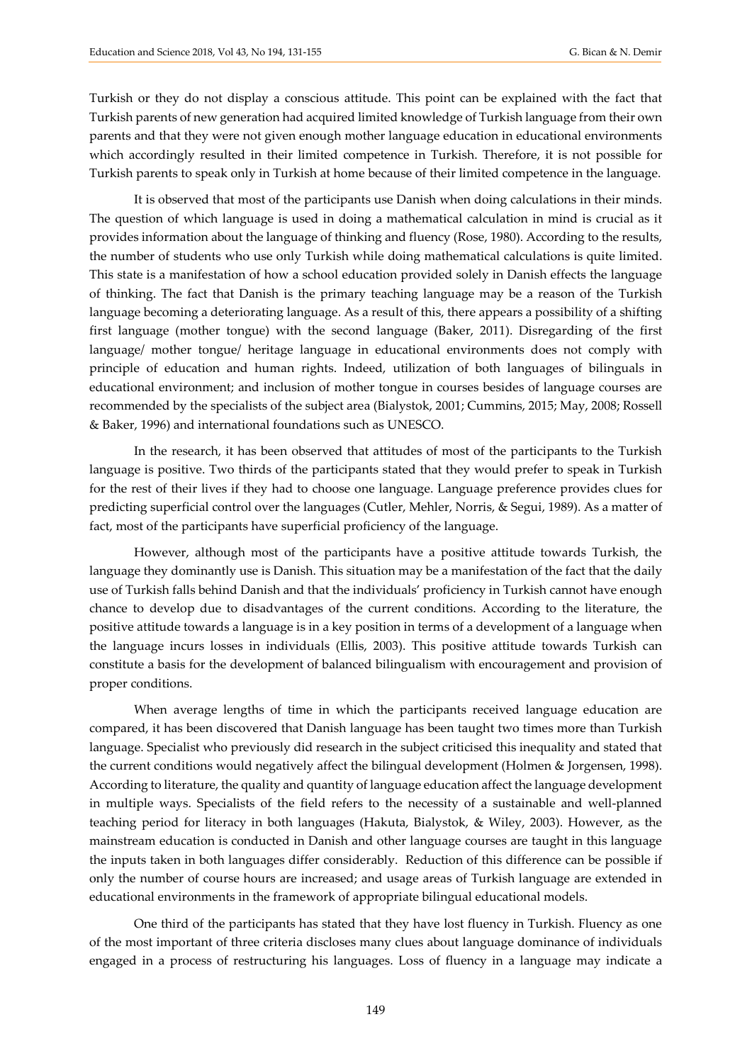Turkish or they do not display a conscious attitude. This point can be explained with the fact that Turkish parents of new generation had acquired limited knowledge of Turkish language from their own parents and that they were not given enough mother language education in educational environments which accordingly resulted in their limited competence in Turkish. Therefore, it is not possible for Turkish parents to speak only in Turkish at home because of their limited competence in the language.

It is observed that most of the participants use Danish when doing calculations in their minds. The question of which language is used in doing a mathematical calculation in mind is crucial as it provides information about the language of thinking and fluency (Rose, 1980). According to the results, the number of students who use only Turkish while doing mathematical calculations is quite limited. This state is a manifestation of how a school education provided solely in Danish effects the language of thinking. The fact that Danish is the primary teaching language may be a reason of the Turkish language becoming a deteriorating language. As a result of this, there appears a possibility of a shifting first language (mother tongue) with the second language (Baker, 2011). Disregarding of the first language/ mother tongue/ heritage language in educational environments does not comply with principle of education and human rights. Indeed, utilization of both languages of bilinguals in educational environment; and inclusion of mother tongue in courses besides of language courses are recommended by the specialists of the subject area (Bialystok, 2001; Cummins, 2015; May, 2008; Rossell & Baker, 1996) and international foundations such as UNESCO.

In the research, it has been observed that attitudes of most of the participants to the Turkish language is positive. Two thirds of the participants stated that they would prefer to speak in Turkish for the rest of their lives if they had to choose one language. Language preference provides clues for predicting superficial control over the languages (Cutler, Mehler, Norris, & Segui, 1989). As a matter of fact, most of the participants have superficial proficiency of the language.

However, although most of the participants have a positive attitude towards Turkish, the language they dominantly use is Danish. This situation may be a manifestation of the fact that the daily use of Turkish falls behind Danish and that the individuals' proficiency in Turkish cannot have enough chance to develop due to disadvantages of the current conditions. According to the literature, the positive attitude towards a language is in a key position in terms of a development of a language when the language incurs losses in individuals (Ellis, 2003). This positive attitude towards Turkish can constitute a basis for the development of balanced bilingualism with encouragement and provision of proper conditions.

When average lengths of time in which the participants received language education are compared, it has been discovered that Danish language has been taught two times more than Turkish language. Specialist who previously did research in the subject criticised this inequality and stated that the current conditions would negatively affect the bilingual development (Holmen & Jorgensen, 1998). According to literature, the quality and quantity of language education affect the language development in multiple ways. Specialists of the field refers to the necessity of a sustainable and well-planned teaching period for literacy in both languages (Hakuta, Bialystok, & Wiley, 2003). However, as the mainstream education is conducted in Danish and other language courses are taught in this language the inputs taken in both languages differ considerably. Reduction of this difference can be possible if only the number of course hours are increased; and usage areas of Turkish language are extended in educational environments in the framework of appropriate bilingual educational models.

One third of the participants has stated that they have lost fluency in Turkish. Fluency as one of the most important of three criteria discloses many clues about language dominance of individuals engaged in a process of restructuring his languages. Loss of fluency in a language may indicate a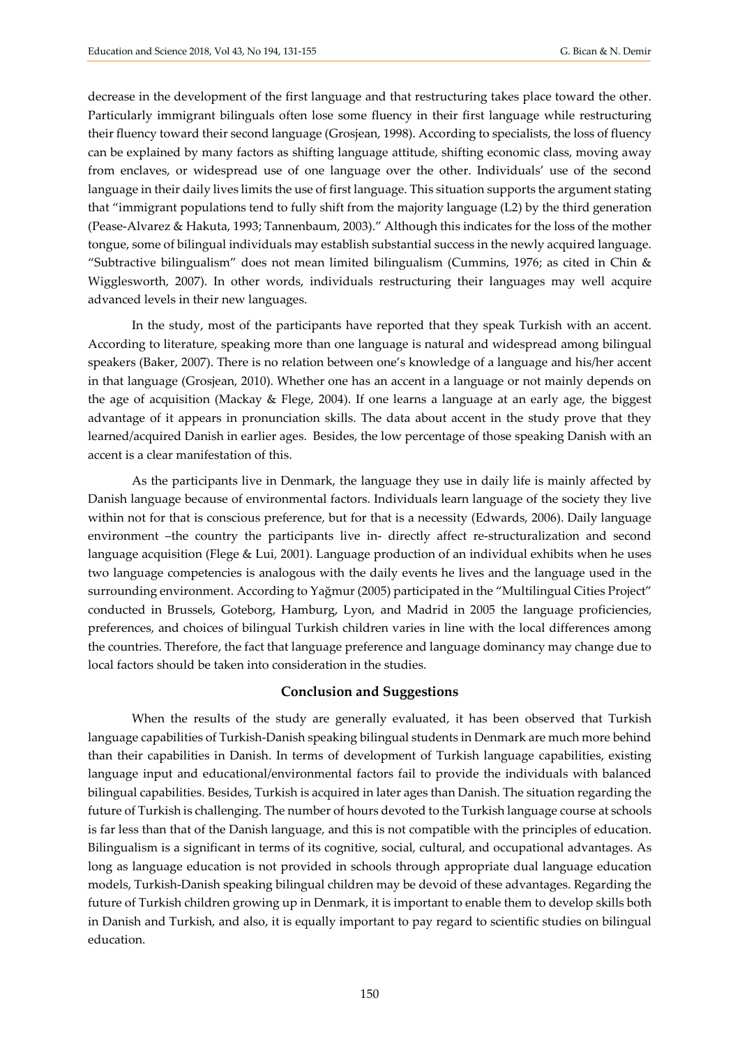decrease in the development of the first language and that restructuring takes place toward the other. Particularly immigrant bilinguals often lose some fluency in their first language while restructuring their fluency toward their second language (Grosjean, 1998). According to specialists, the loss of fluency can be explained by many factors as shifting language attitude, shifting economic class, moving away from enclaves, or widespread use of one language over the other. Individuals' use of the second language in their daily lives limits the use of first language. This situation supports the argument stating that "immigrant populations tend to fully shift from the majority language (L2) by the third generation (Pease-Alvarez & Hakuta, 1993; Tannenbaum, 2003)." Although this indicates for the loss of the mother tongue, some of bilingual individuals may establish substantial success in the newly acquired language. "Subtractive bilingualism" does not mean limited bilingualism (Cummins, 1976; as cited in Chin & Wigglesworth, 2007). In other words, individuals restructuring their languages may well acquire advanced levels in their new languages.

In the study, most of the participants have reported that they speak Turkish with an accent. According to literature, speaking more than one language is natural and widespread among bilingual speakers (Baker, 2007). There is no relation between one's knowledge of a language and his/her accent in that language (Grosjean, 2010). Whether one has an accent in a language or not mainly depends on the age of acquisition (Mackay & Flege, 2004). If one learns a language at an early age, the biggest advantage of it appears in pronunciation skills. The data about accent in the study prove that they learned/acquired Danish in earlier ages. Besides, the low percentage of those speaking Danish with an accent is a clear manifestation of this.

As the participants live in Denmark, the language they use in daily life is mainly affected by Danish language because of environmental factors. Individuals learn language of the society they live within not for that is conscious preference, but for that is a necessity (Edwards, 2006). Daily language environment –the country the participants live in- directly affect re-structuralization and second language acquisition (Flege & Lui, 2001). Language production of an individual exhibits when he uses two language competencies is analogous with the daily events he lives and the language used in the surrounding environment. According to Yağmur (2005) participated in the "Multilingual Cities Project" conducted in Brussels, Goteborg, Hamburg, Lyon, and Madrid in 2005 the language proficiencies, preferences, and choices of bilingual Turkish children varies in line with the local differences among the countries. Therefore, the fact that language preference and language dominancy may change due to local factors should be taken into consideration in the studies.

## Conclusion and Suggestions

When the results of the study are generally evaluated, it has been observed that Turkish language capabilities of Turkish-Danish speaking bilingual students in Denmark are much more behind than their capabilities in Danish. In terms of development of Turkish language capabilities, existing language input and educational/environmental factors fail to provide the individuals with balanced bilingual capabilities. Besides, Turkish is acquired in later ages than Danish. The situation regarding the future of Turkish is challenging. The number of hours devoted to the Turkish language course at schools is far less than that of the Danish language, and this is not compatible with the principles of education. Bilingualism is a significant in terms of its cognitive, social, cultural, and occupational advantages. As long as language education is not provided in schools through appropriate dual language education models, Turkish-Danish speaking bilingual children may be devoid of these advantages. Regarding the future of Turkish children growing up in Denmark, it is important to enable them to develop skills both in Danish and Turkish, and also, it is equally important to pay regard to scientific studies on bilingual education.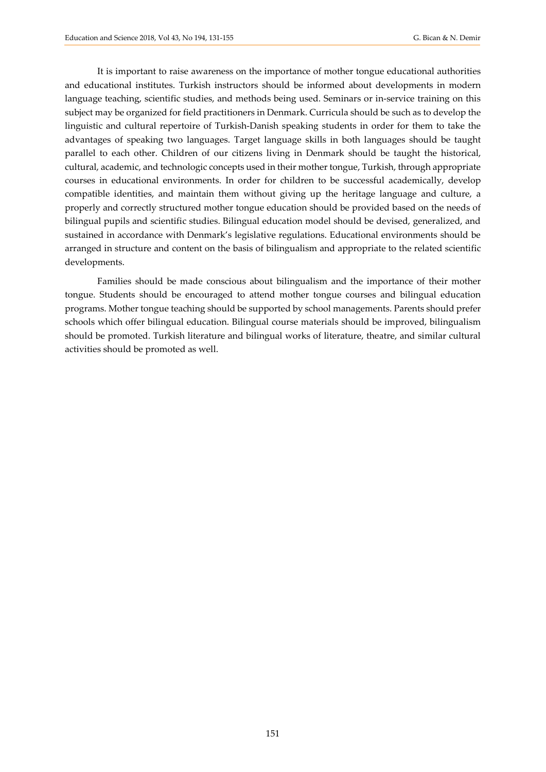It is important to raise awareness on the importance of mother tongue educational authorities and educational institutes. Turkish instructors should be informed about developments in modern language teaching, scientific studies, and methods being used. Seminars or in-service training on this subject may be organized for field practitioners in Denmark. Curricula should be such as to develop the linguistic and cultural repertoire of Turkish-Danish speaking students in order for them to take the advantages of speaking two languages. Target language skills in both languages should be taught parallel to each other. Children of our citizens living in Denmark should be taught the historical, cultural, academic, and technologic concepts used in their mother tongue, Turkish, through appropriate courses in educational environments. In order for children to be successful academically, develop compatible identities, and maintain them without giving up the heritage language and culture, a properly and correctly structured mother tongue education should be provided based on the needs of bilingual pupils and scientific studies. Bilingual education model should be devised, generalized, and sustained in accordance with Denmark's legislative regulations. Educational environments should be arranged in structure and content on the basis of bilingualism and appropriate to the related scientific developments.

Families should be made conscious about bilingualism and the importance of their mother tongue. Students should be encouraged to attend mother tongue courses and bilingual education programs. Mother tongue teaching should be supported by school managements. Parents should prefer schools which offer bilingual education. Bilingual course materials should be improved, bilingualism should be promoted. Turkish literature and bilingual works of literature, theatre, and similar cultural activities should be promoted as well.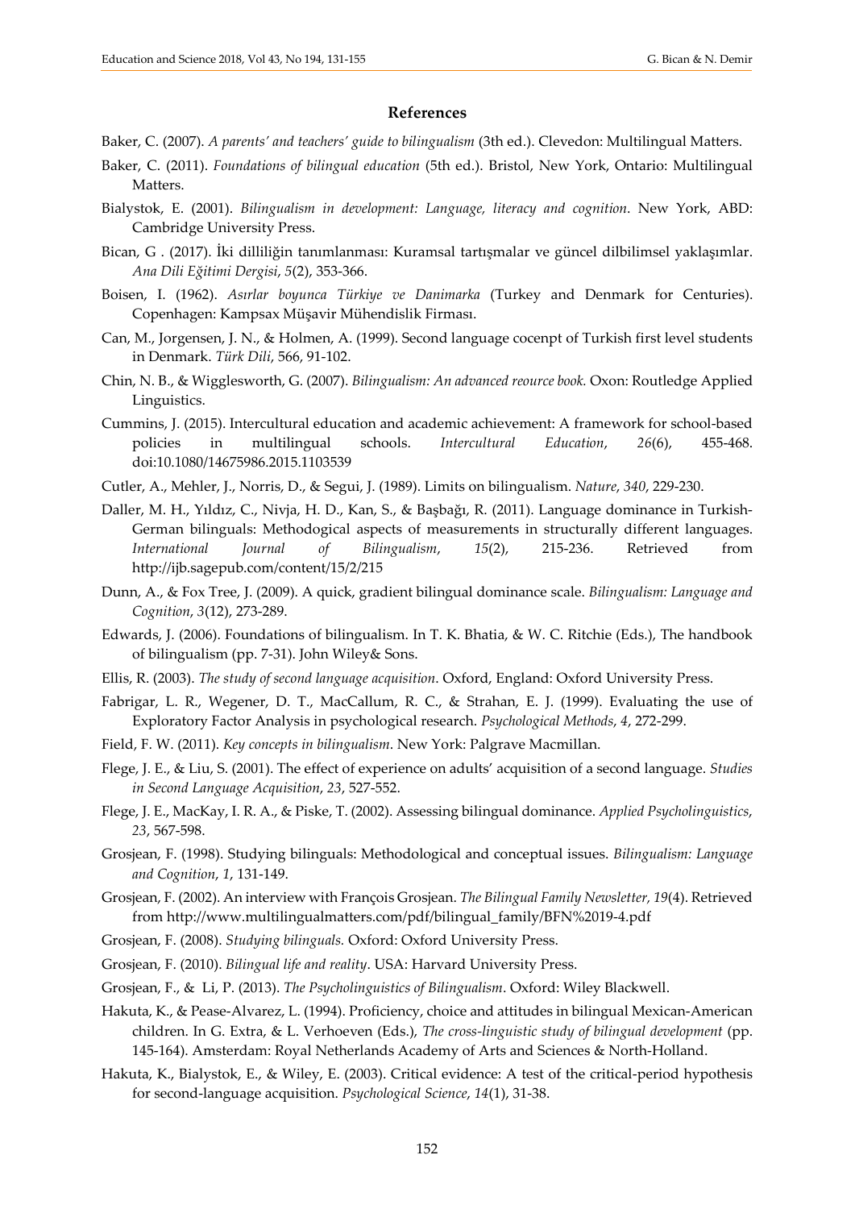## References

Baker, C. (2007). *A parents' and teachers' guide to bilingualism* (3th ed.). Clevedon: Multilingual Matters.

Baker, C. (2011). *Foundations of bilingual education* (5th ed.). Bristol, New York, Ontario: Multilingual Matters.

Bialystok, E. (2001). *Bilingualism in development: Language, literacy and cognition*. New York, ABD: Cambridge University Press.

Bican, G . (2017). İki dilliliğin tanımlanması: Kuramsal tartışmalar ve güncel dilbilimsel yaklaşımlar. *Ana Dili Eğitimi Dergisi*, *5*(2), 353-366.

Boisen, I. (1962). *Asırlar boyunca Türkiye ve Danimarka* (Turkey and Denmark for Centuries). Copenhagen: Kampsax Müşavir Mühendislik Firması.

Can, M., Jorgensen, J. N., & Holmen, A. (1999). Second language cocenpt of Turkish first level students in Denmark. *Türk Dili*, 566, 91-102.

Chin, N. B., & Wigglesworth, G. (2007). *Bilingualism: An advanced reource book.* Oxon: Routledge Applied Linguistics.

Cummins, J. (2015). Intercultural education and academic achievement: A framework for school-based policies in multilingual schools. *Intercultural Education*, *26*(6), 455-468. doi:10.1080/14675986.2015.1103539

Cutler, A., Mehler, J., Norris, D., & Segui, J. (1989). Limits on bilingualism. *Nature*, *340*, 229-230.

Daller, M. H., Yıldız, C., Nivja, H. D., Kan, S., & Başbağı, R. (2011). Language dominance in Turkish-German bilinguals: Methodogical aspects of measurements in structurally different languages. *International Journal of Bilingualism*, *15*(2), 215-236. Retrieved from http://ijb.sagepub.com/content/15/2/215

Dunn, A., & Fox Tree, J. (2009). A quick, gradient bilingual dominance scale. *Bilingualism: Language and Cognition*, *3*(12), 273-289.

Edwards, J. (2006). Foundations of bilingualism. In T. K. Bhatia, & W. C. Ritchie (Eds.), The handbook of bilingualism (pp. 7-31). John Wiley& Sons.

Ellis, R. (2003). *The study of second language acquisition*. Oxford, England: Oxford University Press.

Fabrigar, L. R., Wegener, D. T., MacCallum, R. C., & Strahan, E. J. (1999). Evaluating the use of Exploratory Factor Analysis in psychological research. *Psychological Methods*, *4*, 272-299.

Field, F. W. (2011). *Key concepts in bilingualism*. New York: Palgrave Macmillan.

Flege, J. E., & Liu, S. (2001). The effect of experience on adults' acquisition of a second language. *Studies in Second Language Acquisition*, *23*, 527-552.

Flege, J. E., MacKay, I. R. A., & Piske, T. (2002). Assessing bilingual dominance. *Applied Psycholinguistics*, *23*, 567-598.

Grosjean, F. (1998). Studying bilinguals: Methodological and conceptual issues. *Bilingualism: Language and Cognition*, *1*, 131-149.

Grosjean, F. (2002). An interview with François Grosjean. *The Bilingual Family Newsletter, 19*(4). Retrieved from http://www.multilingualmatters.com/pdf/bilingual_family/BFN%2019-4.pdf

Grosjean, F. (2008). *Studying bilinguals.* Oxford: Oxford University Press.

Grosjean, F. (2010). *Bilingual life and reality*. USA: Harvard University Press.

Grosjean, F., & Li, P. (2013). *The Psycholinguistics of Bilingualism*. Oxford: Wiley Blackwell.

Hakuta, K., & Pease-Alvarez, L. (1994). Proficiency, choice and attitudes in bilingual Mexican-American children. In G. Extra, & L. Verhoeven (Eds.), *The cross-linguistic study of bilingual development* (pp. 145-164). Amsterdam: Royal Netherlands Academy of Arts and Sciences & North-Holland.

Hakuta, K., Bialystok, E., & Wiley, E. (2003). Critical evidence: A test of the critical-period hypothesis for second-language acquisition. *Psychological Science*, *14*(1), 31-38.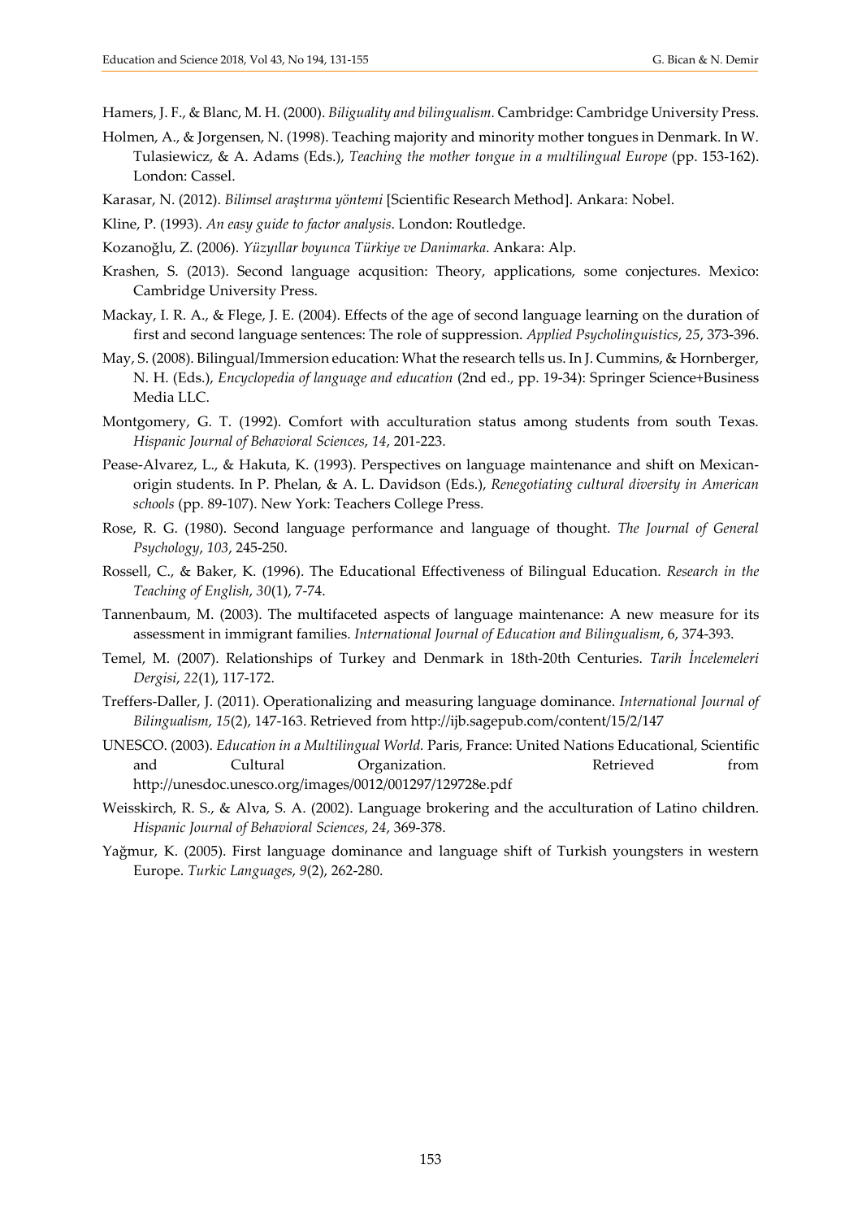Hamers, J. F., & Blanc, M. H. (2000). *Biliguality and bilingualism.* Cambridge: Cambridge University Press.

Holmen, A., & Jorgensen, N. (1998). Teaching majority and minority mother tongues in Denmark. In W. Tulasiewicz, & A. Adams (Eds.), *Teaching the mother tongue in a multilingual Europe* (pp. 153-162). London: Cassel.

Karasar, N. (2012). *Bilimsel araştırma yöntemi* [Scientific Research Method]. Ankara: Nobel.

Kline, P. (1993). *An easy guide to factor analysis*. London: Routledge.

Kozanoğlu, Z. (2006). *Yüzyıllar boyunca Türkiye ve Danimarka*. Ankara: Alp.

Krashen, S. (2013). Second language acqusition: Theory, applications, some conjectures. Mexico: Cambridge University Press.

Mackay, I. R. A., & Flege, J. E. (2004). Effects of the age of second language learning on the duration of first and second language sentences: The role of suppression. *Applied Psycholinguistics*, *25*, 373-396.

May, S. (2008). Bilingual/Immersion education: What the research tells us. In J. Cummins, & Hornberger, N. H. (Eds.), *Encyclopedia of language and education* (2nd ed., pp. 19-34): Springer Science+Business Media LLC.

Montgomery, G. T. (1992). Comfort with acculturation status among students from south Texas. *Hispanic Journal of Behavioral Sciences*, *14*, 201-223.

Pease-Alvarez, L., & Hakuta, K. (1993). Perspectives on language maintenance and shift on Mexican-origin students. In P. Phelan, & A. L. Davidson (Eds.), *Renegotiating cultural diversity in American schools* (pp. 89-107). New York: Teachers College Press.

Rose, R. G. (1980). Second language performance and language of thought. *The Journal of General Psychology*, *103*, 245-250.

Rossell, C., & Baker, K. (1996). The Educational Effectiveness of Bilingual Education. *Research in the Teaching of English*, *30*(1), 7-74.

Tannenbaum, M. (2003). The multifaceted aspects of language maintenance: A new measure for its assessment in immigrant families. *International Journal of Education and Bilingualism*, *6*, 374-393.

Temel, M. (2007). Relationships of Turkey and Denmark in 18th-20th Centuries. *Tarih İncelemeleri Dergisi*, *22*(1), 117-172.

Treffers-Daller, J. (2011). Operationalizing and measuring language dominance. *International Journal of Bilingualism*, *15*(2), 147-163. Retrieved from http://ijb.sagepub.com/content/15/2/147

UNESCO. (2003). *Education in a Multilingual World.* Paris, France: United Nations Educational, Scientific and Cultural Organization. Retrieved from http://unesdoc.unesco.org/images/0012/001297/129728e.pdf

Weisskirch, R. S., & Alva, S. A. (2002). Language brokering and the acculturation of Latino children. *Hispanic Journal of Behavioral Sciences*, *24*, 369-378.

Yağmur, K. (2005). First language dominance and language shift of Turkish youngsters in western Europe. *Turkic Languages*, *9*(2), 262-280.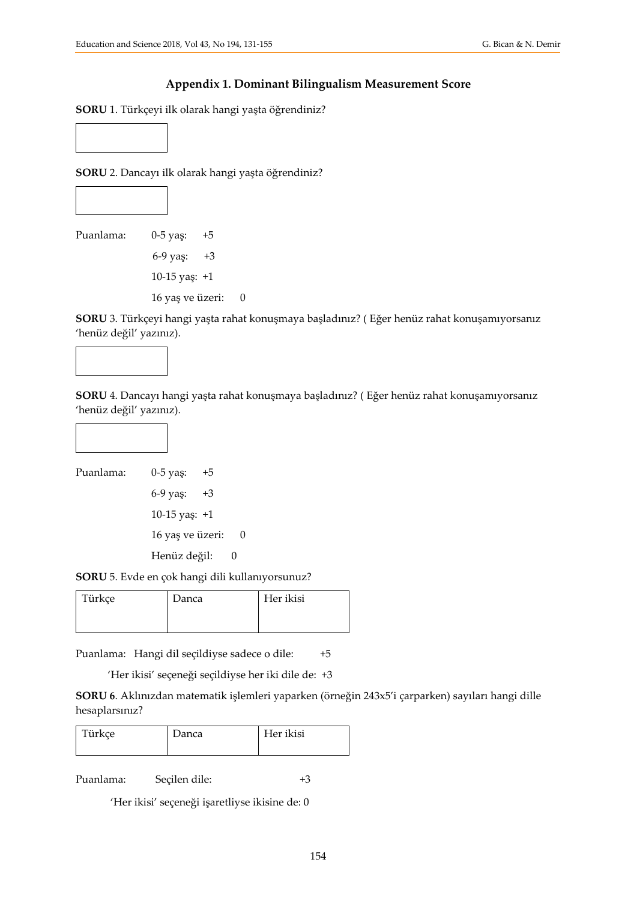## Appendix 1. Dominant Bilingualism Measurement Score

**SORU** 1. Türkçeyi ilk olarak hangi yaşta öğrendiniz?

| |
|---|
| |

**SORU** 2. Dancayı ilk olarak hangi yaşta öğrendiniz?

| |
|---|
| |

Puanlama:
- 0-5 yaş: +5
- 6-9 yaş: +3
- 10-15 yaş: +1
- 16 yaş ve üzeri: 0

**SORU** 3. Türkçeyi hangi yaşta rahat konuşmaya başladınız? ( Eğer henüz rahat konuşamıyorsanız 'henüz değil' yazınız).

| |
|---|
| |

**SORU** 4. Dancayı hangi yaşta rahat konuşmaya başladınız? ( Eğer henüz rahat konuşamıyorsanız 'henüz değil' yazınız).

| |
|---|
| |

Puanlama:
- 0-5 yaş: +5
- 6-9 yaş: +3
- 10-15 yaş: +1
- 16 yaş ve üzeri: 0
- Henüz değil: 0

**SORU** 5. Evde en çok hangi dili kullanıyorsunuz?

| Türkçe | Danca | Her ikisi |
|---|---|---|

Puanlama: Hangi dil seçildiyse sadece o dile: +5

'Her ikisi' seçeneği seçildiyse her iki dile de: +3

**SORU 6**. Aklınızdan matematik işlemleri yaparken (örneğin 243x5'i çarparken) sayıları hangi dille hesaplarsınız?

| Türkçe | Danca | Her ikisi |
|---|---|---|

Puanlama: Seçilen dile: +3

'Her ikisi' seçeneği işaretliyse ikisine de: 0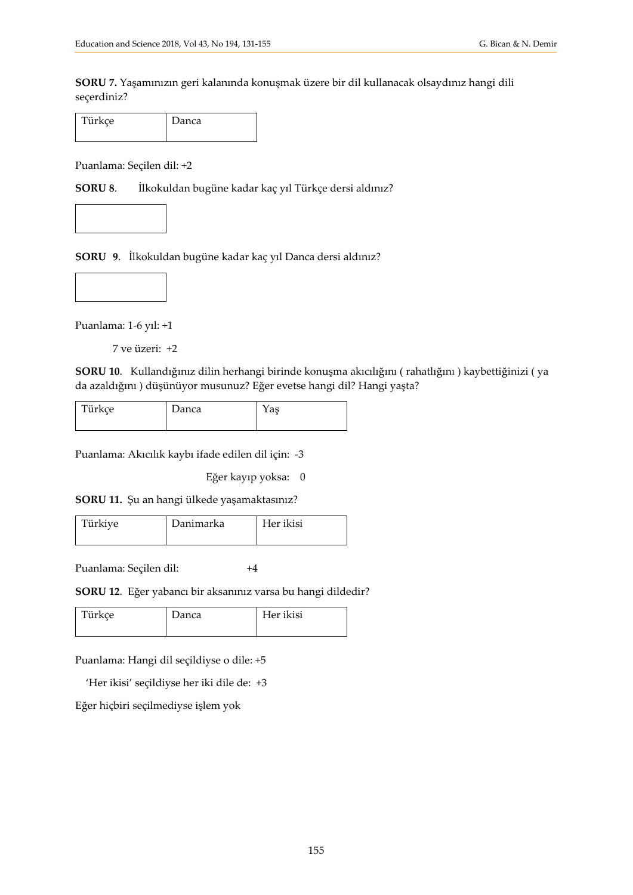**SORU 7.** Yaşamınızın geri kalanında konuşmak üzere bir dil kullanacak olsaydınız hangi dili seçerdiniz?

| | |
|---|---|
| Türkçe | Danca |

Puanlama: Seçilen dil: +2

**SORU 8**. İlkokuldan bugüne kadar kaç yıl Türkçe dersi aldınız?

| |
|---|
| |

**SORU 9**. İlkokuldan bugüne kadar kaç yıl Danca dersi aldınız?

| |
|---|
| |

Puanlama: 1-6 yıl: +1

7 ve üzeri: +2

**SORU 10**. Kullandığınız dilin herhangi birinde konuşma akıcılığını ( rahatlığını ) kaybettiğinizi ( ya da azaldığını ) düşünüyor musunuz? Eğer evetse hangi dil? Hangi yaşta?

| | | |
|---|---|---|
| Türkçe | Danca | Yaş |

Puanlama: Akıcılık kaybı ifade edilen dil için: -3

Eğer kayıp yoksa: 0

**SORU 11.** Şu an hangi ülkede yaşamaktasınız?

| | | |
|---|---|---|
| Türkiye | Danimarka | Her ikisi |

Puanlama: Seçilen dil: +4

**SORU 12**. Eğer yabancı bir aksanınız varsa bu hangi dildedir?

| | | |
|---|---|---|
| Türkçe | Danca | Her ikisi |

Puanlama: Hangi dil seçildiyse o dile: +5

'Her ikisi' seçildiyse her iki dile de: +3

Eğer hiçbiri seçilmediyse işlem yok